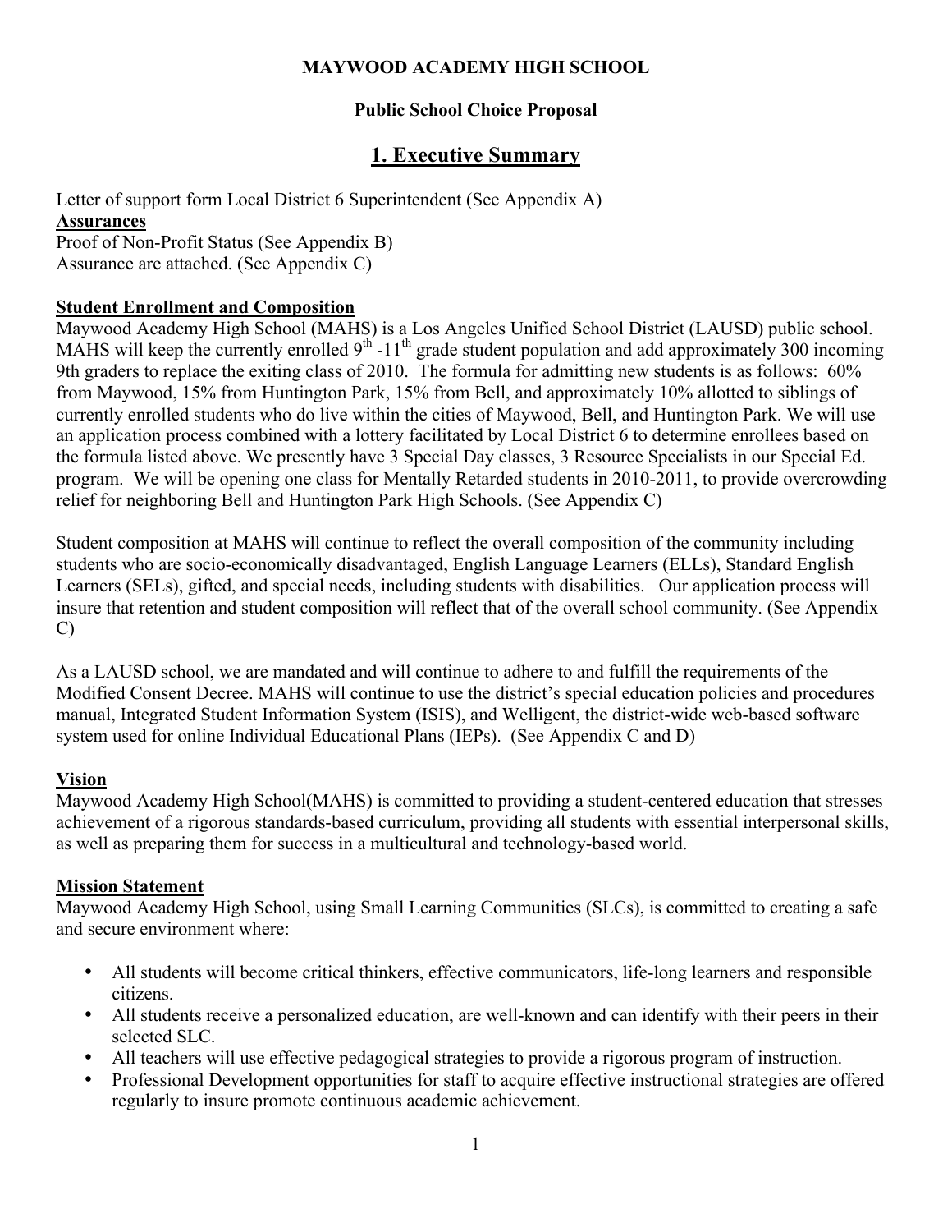**MAYWOOD ACADEMY HIGH SCHOOL**

**Public School Choice Proposal**

# 1. Executive Summary

Letter of support form Local District 6 Superintendent (See Appendix A)

**Assurances**

Proof of Non-Profit Status (See Appendix B)
Assurance are attached. (See Appendix C)

**Student Enrollment and Composition**

Maywood Academy High School (MAHS) is a Los Angeles Unified School District (LAUSD) public school. MAHS will keep the currently enrolled 9th -11th grade student population and add approximately 300 incoming 9th graders to replace the exiting class of 2010. The formula for admitting new students is as follows: 60% from Maywood, 15% from Huntington Park, 15% from Bell, and approximately 10% allotted to siblings of currently enrolled students who do live within the cities of Maywood, Bell, and Huntington Park. We will use an application process combined with a lottery facilitated by Local District 6 to determine enrollees based on the formula listed above. We presently have 3 Special Day classes, 3 Resource Specialists in our Special Ed. program. We will be opening one class for Mentally Retarded students in 2010-2011, to provide overcrowding relief for neighboring Bell and Huntington Park High Schools. (See Appendix C)

Student composition at MAHS will continue to reflect the overall composition of the community including students who are socio-economically disadvantaged, English Language Learners (ELLs), Standard English Learners (SELs), gifted, and special needs, including students with disabilities. Our application process will insure that retention and student composition will reflect that of the overall school community. (See Appendix C)

As a LAUSD school, we are mandated and will continue to adhere to and fulfill the requirements of the Modified Consent Decree. MAHS will continue to use the district's special education policies and procedures manual, Integrated Student Information System (ISIS), and Welligent, the district-wide web-based software system used for online Individual Educational Plans (IEPs). (See Appendix C and D)

**Vision**

Maywood Academy High School(MAHS) is committed to providing a student-centered education that stresses achievement of a rigorous standards-based curriculum, providing all students with essential interpersonal skills, as well as preparing them for success in a multicultural and technology-based world.

**Mission Statement**

Maywood Academy High School, using Small Learning Communities (SLCs), is committed to creating a safe and secure environment where:

- All students will become critical thinkers, effective communicators, life-long learners and responsible citizens.
- All students receive a personalized education, are well-known and can identify with their peers in their selected SLC.
- All teachers will use effective pedagogical strategies to provide a rigorous program of instruction.
- Professional Development opportunities for staff to acquire effective instructional strategies are offered regularly to insure promote continuous academic achievement.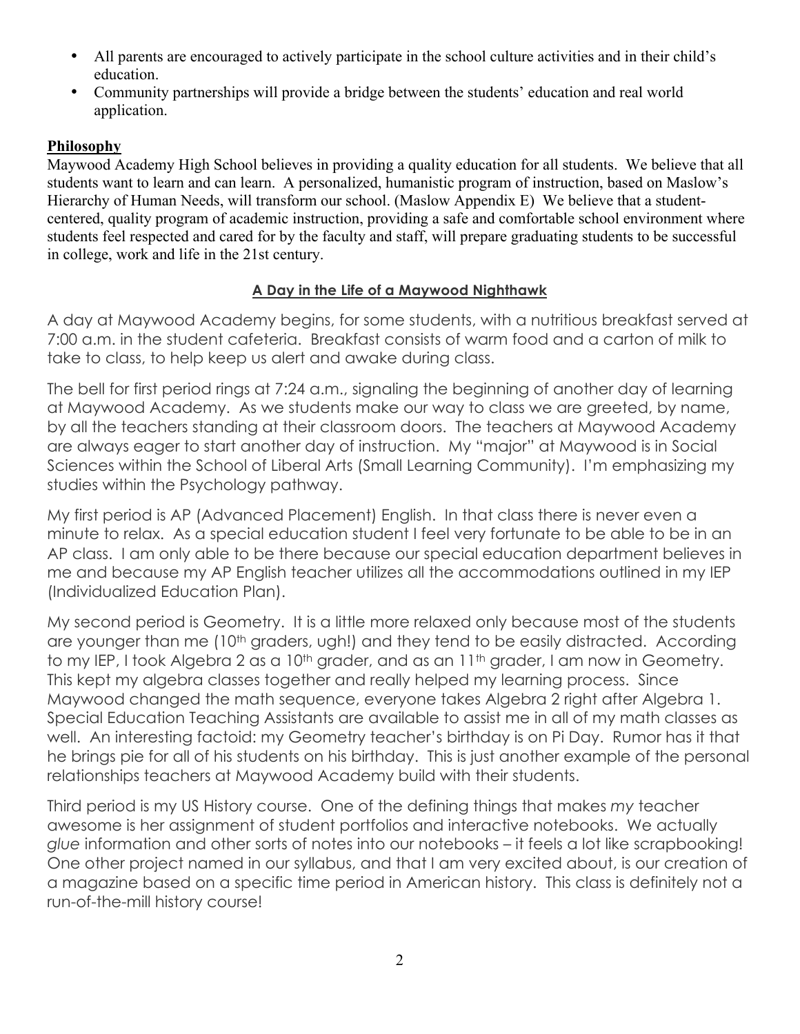- All parents are encouraged to actively participate in the school culture activities and in their child's education.
- Community partnerships will provide a bridge between the students' education and real world application.

**Philosophy**

Maywood Academy High School believes in providing a quality education for all students. We believe that all students want to learn and can learn. A personalized, humanistic program of instruction, based on Maslow's Hierarchy of Human Needs, will transform our school. (Maslow Appendix E) We believe that a student-centered, quality program of academic instruction, providing a safe and comfortable school environment where students feel respected and cared for by the faculty and staff, will prepare graduating students to be successful in college, work and life in the 21st century.

## A Day in the Life of a Maywood Nighthawk

A day at Maywood Academy begins, for some students, with a nutritious breakfast served at 7:00 a.m. in the student cafeteria. Breakfast consists of warm food and a carton of milk to take to class, to help keep us alert and awake during class.

The bell for first period rings at 7:24 a.m., signaling the beginning of another day of learning at Maywood Academy. As we students make our way to class we are greeted, by name, by all the teachers standing at their classroom doors. The teachers at Maywood Academy are always eager to start another day of instruction. My "major" at Maywood is in Social Sciences within the School of Liberal Arts (Small Learning Community). I'm emphasizing my studies within the Psychology pathway.

My first period is AP (Advanced Placement) English. In that class there is never even a minute to relax. As a special education student I feel very fortunate to be able to be in an AP class. I am only able to be there because our special education department believes in me and because my AP English teacher utilizes all the accommodations outlined in my IEP (Individualized Education Plan).

My second period is Geometry. It is a little more relaxed only because most of the students are younger than me (10th graders, ugh!) and they tend to be easily distracted. According to my IEP, I took Algebra 2 as a 10th grader, and as an 11th grader, I am now in Geometry. This kept my algebra classes together and really helped my learning process. Since Maywood changed the math sequence, everyone takes Algebra 2 right after Algebra 1. Special Education Teaching Assistants are available to assist me in all of my math classes as well. An interesting factoid: my Geometry teacher's birthday is on Pi Day. Rumor has it that he brings pie for all of his students on his birthday. This is just another example of the personal relationships teachers at Maywood Academy build with their students.

Third period is my US History course. One of the defining things that makes *my* teacher awesome is her assignment of student portfolios and interactive notebooks. We actually *glue* information and other sorts of notes into our notebooks – it feels a lot like scrapbooking! One other project named in our syllabus, and that I am very excited about, is our creation of a magazine based on a specific time period in American history. This class is definitely not a run-of-the-mill history course!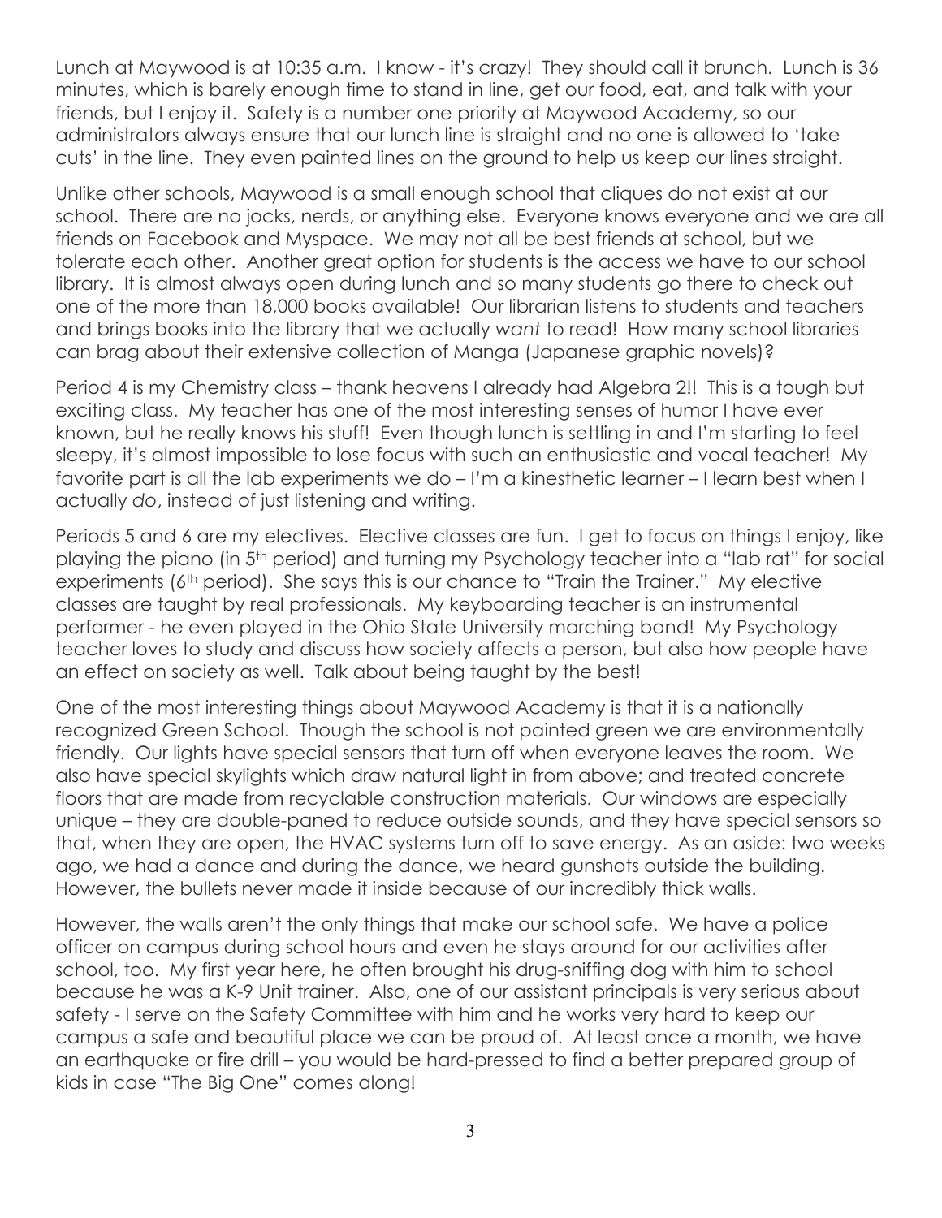Lunch at Maywood is at 10:35 a.m. I know - it's crazy! They should call it brunch. Lunch is 36 minutes, which is barely enough time to stand in line, get our food, eat, and talk with your friends, but I enjoy it. Safety is a number one priority at Maywood Academy, so our administrators always ensure that our lunch line is straight and no one is allowed to 'take cuts' in the line. They even painted lines on the ground to help us keep our lines straight.

Unlike other schools, Maywood is a small enough school that cliques do not exist at our school. There are no jocks, nerds, or anything else. Everyone knows everyone and we are all friends on Facebook and Myspace. We may not all be best friends at school, but we tolerate each other. Another great option for students is the access we have to our school library. It is almost always open during lunch and so many students go there to check out one of the more than 18,000 books available! Our librarian listens to students and teachers and brings books into the library that we actually *want* to read! How many school libraries can brag about their extensive collection of Manga (Japanese graphic novels)?

Period 4 is my Chemistry class – thank heavens I already had Algebra 2!! This is a tough but exciting class. My teacher has one of the most interesting senses of humor I have ever known, but he really knows his stuff! Even though lunch is settling in and I'm starting to feel sleepy, it's almost impossible to lose focus with such an enthusiastic and vocal teacher! My favorite part is all the lab experiments we do – I'm a kinesthetic learner – I learn best when I actually *do*, instead of just listening and writing.

Periods 5 and 6 are my electives. Elective classes are fun. I get to focus on things I enjoy, like playing the piano (in 5th period) and turning my Psychology teacher into a "lab rat" for social experiments (6th period). She says this is our chance to "Train the Trainer." My elective classes are taught by real professionals. My keyboarding teacher is an instrumental performer - he even played in the Ohio State University marching band! My Psychology teacher loves to study and discuss how society affects a person, but also how people have an effect on society as well. Talk about being taught by the best!

One of the most interesting things about Maywood Academy is that it is a nationally recognized Green School. Though the school is not painted green we are environmentally friendly. Our lights have special sensors that turn off when everyone leaves the room. We also have special skylights which draw natural light in from above; and treated concrete floors that are made from recyclable construction materials. Our windows are especially unique – they are double-paned to reduce outside sounds, and they have special sensors so that, when they are open, the HVAC systems turn off to save energy. As an aside: two weeks ago, we had a dance and during the dance, we heard gunshots outside the building. However, the bullets never made it inside because of our incredibly thick walls.

However, the walls aren't the only things that make our school safe. We have a police officer on campus during school hours and even he stays around for our activities after school, too. My first year here, he often brought his drug-sniffing dog with him to school because he was a K-9 Unit trainer. Also, one of our assistant principals is very serious about safety - I serve on the Safety Committee with him and he works very hard to keep our campus a safe and beautiful place we can be proud of. At least once a month, we have an earthquake or fire drill – you would be hard-pressed to find a better prepared group of kids in case "The Big One" comes along!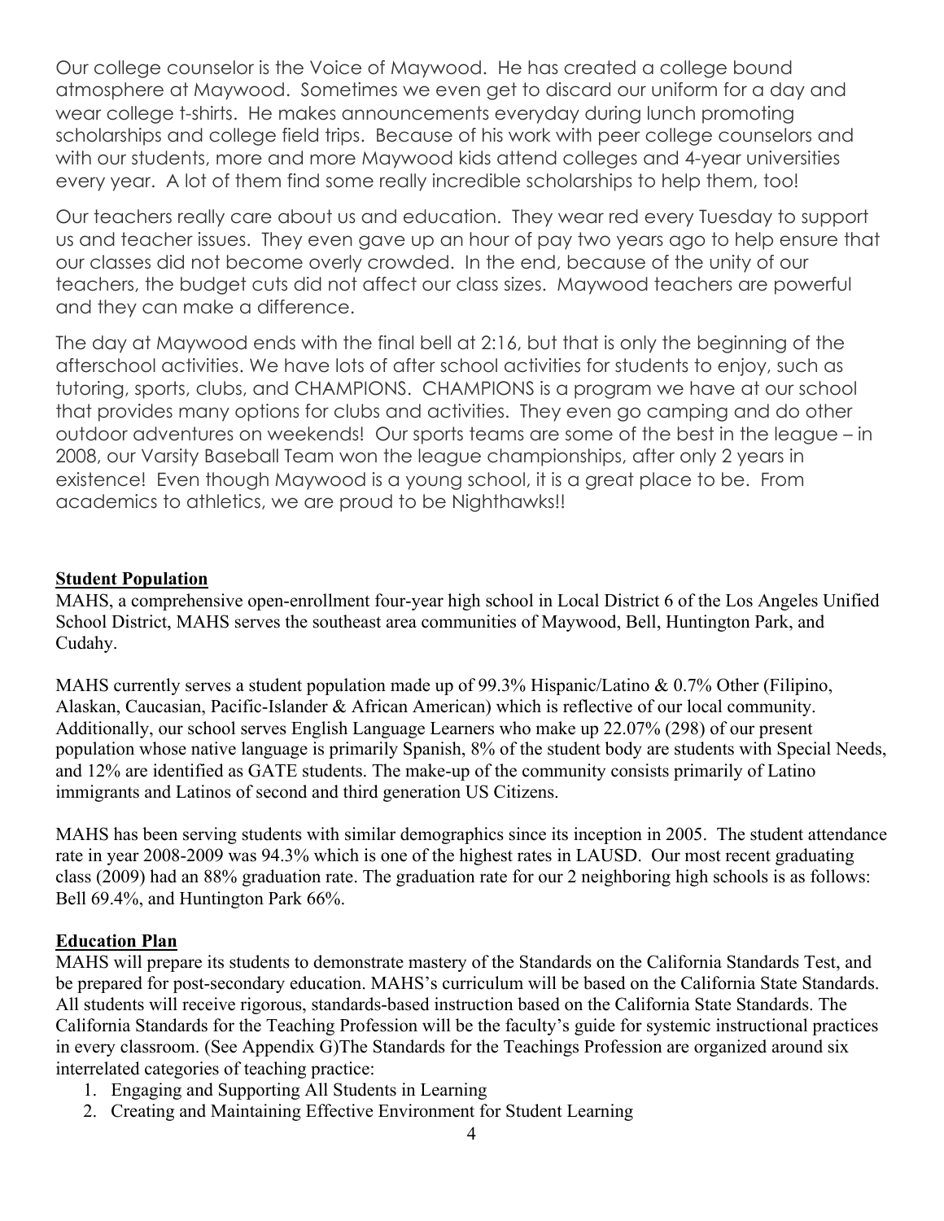Our college counselor is the Voice of Maywood. He has created a college bound atmosphere at Maywood. Sometimes we even get to discard our uniform for a day and wear college t-shirts. He makes announcements everyday during lunch promoting scholarships and college field trips. Because of his work with peer college counselors and with our students, more and more Maywood kids attend colleges and 4-year universities every year. A lot of them find some really incredible scholarships to help them, too!

Our teachers really care about us and education. They wear red every Tuesday to support us and teacher issues. They even gave up an hour of pay two years ago to help ensure that our classes did not become overly crowded. In the end, because of the unity of our teachers, the budget cuts did not affect our class sizes. Maywood teachers are powerful and they can make a difference.

The day at Maywood ends with the final bell at 2:16, but that is only the beginning of the afterschool activities. We have lots of after school activities for students to enjoy, such as tutoring, sports, clubs, and CHAMPIONS. CHAMPIONS is a program we have at our school that provides many options for clubs and activities. They even go camping and do other outdoor adventures on weekends! Our sports teams are some of the best in the league – in 2008, our Varsity Baseball Team won the league championships, after only 2 years in existence! Even though Maywood is a young school, it is a great place to be. From academics to athletics, we are proud to be Nighthawks!!

**Student Population**

MAHS, a comprehensive open-enrollment four-year high school in Local District 6 of the Los Angeles Unified School District, MAHS serves the southeast area communities of Maywood, Bell, Huntington Park, and Cudahy.

MAHS currently serves a student population made up of 99.3% Hispanic/Latino & 0.7% Other (Filipino, Alaskan, Caucasian, Pacific-Islander & African American) which is reflective of our local community. Additionally, our school serves English Language Learners who make up 22.07% (298) of our present population whose native language is primarily Spanish, 8% of the student body are students with Special Needs, and 12% are identified as GATE students. The make-up of the community consists primarily of Latino immigrants and Latinos of second and third generation US Citizens.

MAHS has been serving students with similar demographics since its inception in 2005. The student attendance rate in year 2008-2009 was 94.3% which is one of the highest rates in LAUSD. Our most recent graduating class (2009) had an 88% graduation rate. The graduation rate for our 2 neighboring high schools is as follows: Bell 69.4%, and Huntington Park 66%.

**Education Plan**

MAHS will prepare its students to demonstrate mastery of the Standards on the California Standards Test, and be prepared for post-secondary education. MAHS's curriculum will be based on the California State Standards. All students will receive rigorous, standards-based instruction based on the California State Standards. The California Standards for the Teaching Profession will be the faculty's guide for systemic instructional practices in every classroom. (See Appendix G)The Standards for the Teachings Profession are organized around six interrelated categories of teaching practice:

1. Engaging and Supporting All Students in Learning
2. Creating and Maintaining Effective Environment for Student Learning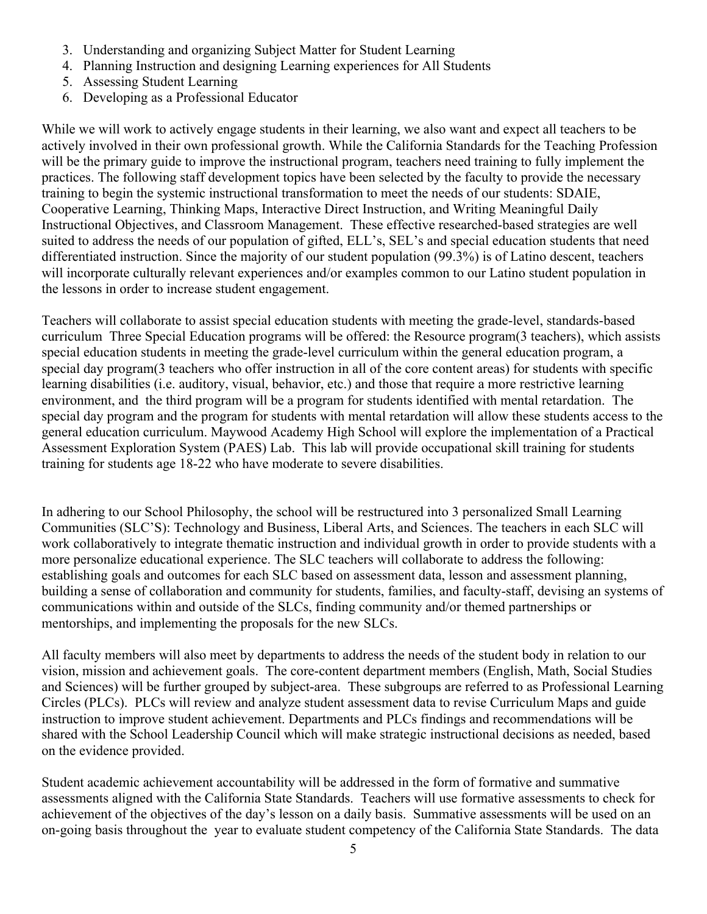3. Understanding and organizing Subject Matter for Student Learning
4. Planning Instruction and designing Learning experiences for All Students
5. Assessing Student Learning
6. Developing as a Professional Educator

While we will work to actively engage students in their learning, we also want and expect all teachers to be actively involved in their own professional growth. While the California Standards for the Teaching Profession will be the primary guide to improve the instructional program, teachers need training to fully implement the practices. The following staff development topics have been selected by the faculty to provide the necessary training to begin the systemic instructional transformation to meet the needs of our students: SDAIE, Cooperative Learning, Thinking Maps, Interactive Direct Instruction, and Writing Meaningful Daily Instructional Objectives, and Classroom Management. These effective researched-based strategies are well suited to address the needs of our population of gifted, ELL's, SEL's and special education students that need differentiated instruction. Since the majority of our student population (99.3%) is of Latino descent, teachers will incorporate culturally relevant experiences and/or examples common to our Latino student population in the lessons in order to increase student engagement.

Teachers will collaborate to assist special education students with meeting the grade-level, standards-based curriculum Three Special Education programs will be offered: the Resource program(3 teachers), which assists special education students in meeting the grade-level curriculum within the general education program, a special day program(3 teachers who offer instruction in all of the core content areas) for students with specific learning disabilities (i.e. auditory, visual, behavior, etc.) and those that require a more restrictive learning environment, and the third program will be a program for students identified with mental retardation. The special day program and the program for students with mental retardation will allow these students access to the general education curriculum. Maywood Academy High School will explore the implementation of a Practical Assessment Exploration System (PAES) Lab. This lab will provide occupational skill training for students training for students age 18-22 who have moderate to severe disabilities.

In adhering to our School Philosophy, the school will be restructured into 3 personalized Small Learning Communities (SLC'S): Technology and Business, Liberal Arts, and Sciences. The teachers in each SLC will work collaboratively to integrate thematic instruction and individual growth in order to provide students with a more personalize educational experience. The SLC teachers will collaborate to address the following: establishing goals and outcomes for each SLC based on assessment data, lesson and assessment planning, building a sense of collaboration and community for students, families, and faculty-staff, devising an systems of communications within and outside of the SLCs, finding community and/or themed partnerships or mentorships, and implementing the proposals for the new SLCs.

All faculty members will also meet by departments to address the needs of the student body in relation to our vision, mission and achievement goals. The core-content department members (English, Math, Social Studies and Sciences) will be further grouped by subject-area. These subgroups are referred to as Professional Learning Circles (PLCs). PLCs will review and analyze student assessment data to revise Curriculum Maps and guide instruction to improve student achievement. Departments and PLCs findings and recommendations will be shared with the School Leadership Council which will make strategic instructional decisions as needed, based on the evidence provided.

Student academic achievement accountability will be addressed in the form of formative and summative assessments aligned with the California State Standards. Teachers will use formative assessments to check for achievement of the objectives of the day's lesson on a daily basis. Summative assessments will be used on an on-going basis throughout the year to evaluate student competency of the California State Standards. The data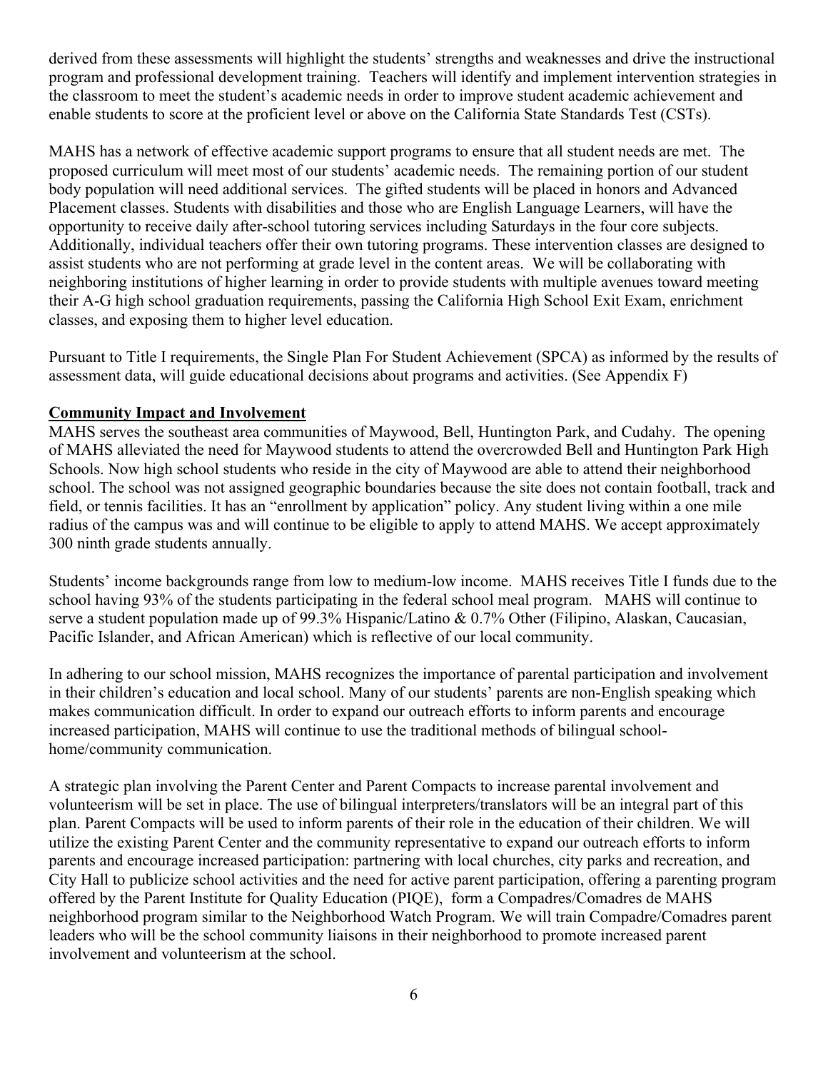derived from these assessments will highlight the students' strengths and weaknesses and drive the instructional program and professional development training. Teachers will identify and implement intervention strategies in the classroom to meet the student's academic needs in order to improve student academic achievement and enable students to score at the proficient level or above on the California State Standards Test (CSTs).

MAHS has a network of effective academic support programs to ensure that all student needs are met. The proposed curriculum will meet most of our students' academic needs. The remaining portion of our student body population will need additional services. The gifted students will be placed in honors and Advanced Placement classes. Students with disabilities and those who are English Language Learners, will have the opportunity to receive daily after-school tutoring services including Saturdays in the four core subjects. Additionally, individual teachers offer their own tutoring programs. These intervention classes are designed to assist students who are not performing at grade level in the content areas. We will be collaborating with neighboring institutions of higher learning in order to provide students with multiple avenues toward meeting their A-G high school graduation requirements, passing the California High School Exit Exam, enrichment classes, and exposing them to higher level education.

Pursuant to Title I requirements, the Single Plan For Student Achievement (SPCA) as informed by the results of assessment data, will guide educational decisions about programs and activities. (See Appendix F)

**Community Impact and Involvement**

MAHS serves the southeast area communities of Maywood, Bell, Huntington Park, and Cudahy. The opening of MAHS alleviated the need for Maywood students to attend the overcrowded Bell and Huntington Park High Schools. Now high school students who reside in the city of Maywood are able to attend their neighborhood school. The school was not assigned geographic boundaries because the site does not contain football, track and field, or tennis facilities. It has an "enrollment by application" policy. Any student living within a one mile radius of the campus was and will continue to be eligible to apply to attend MAHS. We accept approximately 300 ninth grade students annually.

Students' income backgrounds range from low to medium-low income. MAHS receives Title I funds due to the school having 93% of the students participating in the federal school meal program. MAHS will continue to serve a student population made up of 99.3% Hispanic/Latino & 0.7% Other (Filipino, Alaskan, Caucasian, Pacific Islander, and African American) which is reflective of our local community.

In adhering to our school mission, MAHS recognizes the importance of parental participation and involvement in their children's education and local school. Many of our students' parents are non-English speaking which makes communication difficult. In order to expand our outreach efforts to inform parents and encourage increased participation, MAHS will continue to use the traditional methods of bilingual school-home/community communication.

A strategic plan involving the Parent Center and Parent Compacts to increase parental involvement and volunteerism will be set in place. The use of bilingual interpreters/translators will be an integral part of this plan. Parent Compacts will be used to inform parents of their role in the education of their children. We will utilize the existing Parent Center and the community representative to expand our outreach efforts to inform parents and encourage increased participation: partnering with local churches, city parks and recreation, and City Hall to publicize school activities and the need for active parent participation, offering a parenting program offered by the Parent Institute for Quality Education (PIQE), form a Compadres/Comadres de MAHS neighborhood program similar to the Neighborhood Watch Program. We will train Compadre/Comadres parent leaders who will be the school community liaisons in their neighborhood to promote increased parent involvement and volunteerism at the school.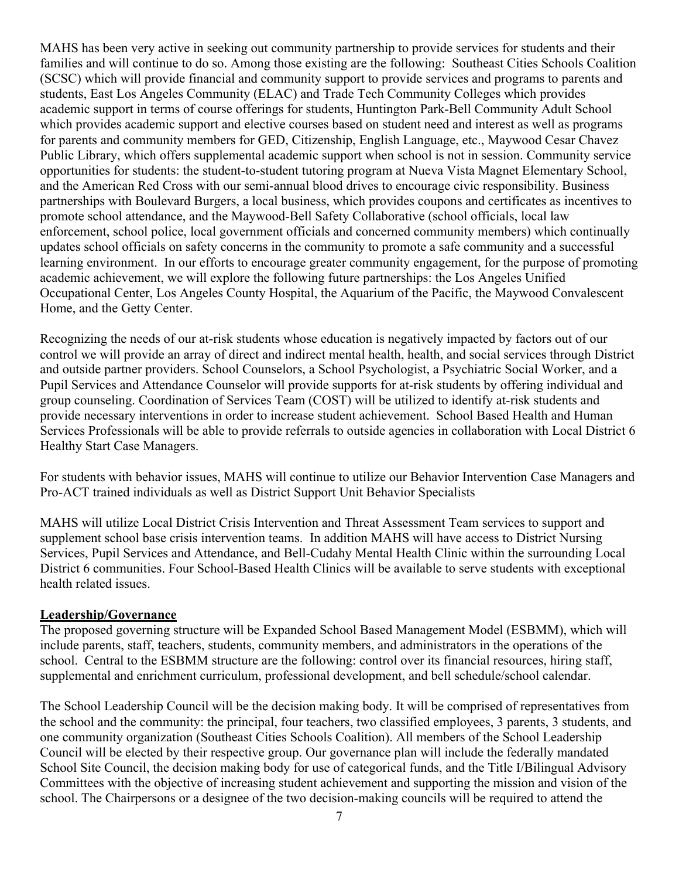MAHS has been very active in seeking out community partnership to provide services for students and their families and will continue to do so. Among those existing are the following: Southeast Cities Schools Coalition (SCSC) which will provide financial and community support to provide services and programs to parents and students, East Los Angeles Community (ELAC) and Trade Tech Community Colleges which provides academic support in terms of course offerings for students, Huntington Park-Bell Community Adult School which provides academic support and elective courses based on student need and interest as well as programs for parents and community members for GED, Citizenship, English Language, etc., Maywood Cesar Chavez Public Library, which offers supplemental academic support when school is not in session. Community service opportunities for students: the student-to-student tutoring program at Nueva Vista Magnet Elementary School, and the American Red Cross with our semi-annual blood drives to encourage civic responsibility. Business partnerships with Boulevard Burgers, a local business, which provides coupons and certificates as incentives to promote school attendance, and the Maywood-Bell Safety Collaborative (school officials, local law enforcement, school police, local government officials and concerned community members) which continually updates school officials on safety concerns in the community to promote a safe community and a successful learning environment. In our efforts to encourage greater community engagement, for the purpose of promoting academic achievement, we will explore the following future partnerships: the Los Angeles Unified Occupational Center, Los Angeles County Hospital, the Aquarium of the Pacific, the Maywood Convalescent Home, and the Getty Center.

Recognizing the needs of our at-risk students whose education is negatively impacted by factors out of our control we will provide an array of direct and indirect mental health, health, and social services through District and outside partner providers. School Counselors, a School Psychologist, a Psychiatric Social Worker, and a Pupil Services and Attendance Counselor will provide supports for at-risk students by offering individual and group counseling. Coordination of Services Team (COST) will be utilized to identify at-risk students and provide necessary interventions in order to increase student achievement. School Based Health and Human Services Professionals will be able to provide referrals to outside agencies in collaboration with Local District 6 Healthy Start Case Managers.

For students with behavior issues, MAHS will continue to utilize our Behavior Intervention Case Managers and Pro-ACT trained individuals as well as District Support Unit Behavior Specialists

MAHS will utilize Local District Crisis Intervention and Threat Assessment Team services to support and supplement school base crisis intervention teams. In addition MAHS will have access to District Nursing Services, Pupil Services and Attendance, and Bell-Cudahy Mental Health Clinic within the surrounding Local District 6 communities. Four School-Based Health Clinics will be available to serve students with exceptional health related issues.

## Leadership/Governance

The proposed governing structure will be Expanded School Based Management Model (ESBMM), which will include parents, staff, teachers, students, community members, and administrators in the operations of the school. Central to the ESBMM structure are the following: control over its financial resources, hiring staff, supplemental and enrichment curriculum, professional development, and bell schedule/school calendar.

The School Leadership Council will be the decision making body. It will be comprised of representatives from the school and the community: the principal, four teachers, two classified employees, 3 parents, 3 students, and one community organization (Southeast Cities Schools Coalition). All members of the School Leadership Council will be elected by their respective group. Our governance plan will include the federally mandated School Site Council, the decision making body for use of categorical funds, and the Title I/Bilingual Advisory Committees with the objective of increasing student achievement and supporting the mission and vision of the school. The Chairpersons or a designee of the two decision-making councils will be required to attend the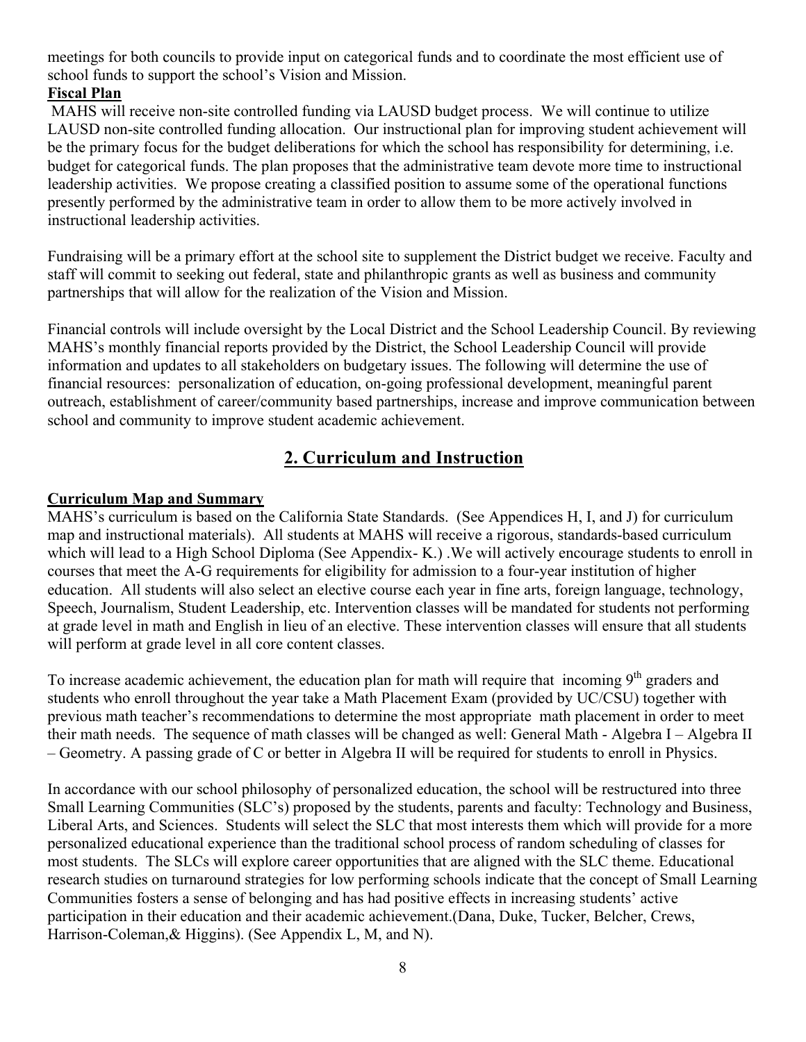meetings for both councils to provide input on categorical funds and to coordinate the most efficient use of school funds to support the school's Vision and Mission.

**Fiscal Plan**

MAHS will receive non-site controlled funding via LAUSD budget process. We will continue to utilize LAUSD non-site controlled funding allocation. Our instructional plan for improving student achievement will be the primary focus for the budget deliberations for which the school has responsibility for determining, i.e. budget for categorical funds. The plan proposes that the administrative team devote more time to instructional leadership activities. We propose creating a classified position to assume some of the operational functions presently performed by the administrative team in order to allow them to be more actively involved in instructional leadership activities.

Fundraising will be a primary effort at the school site to supplement the District budget we receive. Faculty and staff will commit to seeking out federal, state and philanthropic grants as well as business and community partnerships that will allow for the realization of the Vision and Mission.

Financial controls will include oversight by the Local District and the School Leadership Council. By reviewing MAHS's monthly financial reports provided by the District, the School Leadership Council will provide information and updates to all stakeholders on budgetary issues. The following will determine the use of financial resources: personalization of education, on-going professional development, meaningful parent outreach, establishment of career/community based partnerships, increase and improve communication between school and community to improve student academic achievement.

## 2. Curriculum and Instruction

**Curriculum Map and Summary**

MAHS's curriculum is based on the California State Standards. (See Appendices H, I, and J) for curriculum map and instructional materials). All students at MAHS will receive a rigorous, standards-based curriculum which will lead to a High School Diploma (See Appendix- K.) .We will actively encourage students to enroll in courses that meet the A-G requirements for eligibility for admission to a four-year institution of higher education. All students will also select an elective course each year in fine arts, foreign language, technology, Speech, Journalism, Student Leadership, etc. Intervention classes will be mandated for students not performing at grade level in math and English in lieu of an elective. These intervention classes will ensure that all students will perform at grade level in all core content classes.

To increase academic achievement, the education plan for math will require that incoming 9th graders and students who enroll throughout the year take a Math Placement Exam (provided by UC/CSU) together with previous math teacher's recommendations to determine the most appropriate math placement in order to meet their math needs. The sequence of math classes will be changed as well: General Math - Algebra I – Algebra II – Geometry. A passing grade of C or better in Algebra II will be required for students to enroll in Physics.

In accordance with our school philosophy of personalized education, the school will be restructured into three Small Learning Communities (SLC's) proposed by the students, parents and faculty: Technology and Business, Liberal Arts, and Sciences. Students will select the SLC that most interests them which will provide for a more personalized educational experience than the traditional school process of random scheduling of classes for most students. The SLCs will explore career opportunities that are aligned with the SLC theme. Educational research studies on turnaround strategies for low performing schools indicate that the concept of Small Learning Communities fosters a sense of belonging and has had positive effects in increasing students' active participation in their education and their academic achievement.(Dana, Duke, Tucker, Belcher, Crews, Harrison-Coleman,& Higgins). (See Appendix L, M, and N).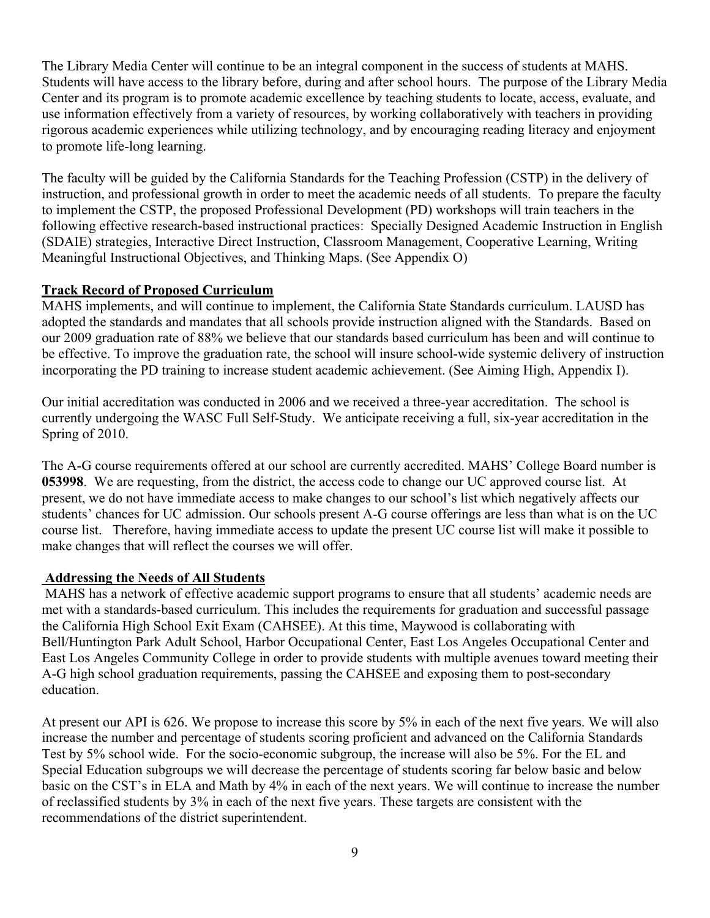The Library Media Center will continue to be an integral component in the success of students at MAHS. Students will have access to the library before, during and after school hours. The purpose of the Library Media Center and its program is to promote academic excellence by teaching students to locate, access, evaluate, and use information effectively from a variety of resources, by working collaboratively with teachers in providing rigorous academic experiences while utilizing technology, and by encouraging reading literacy and enjoyment to promote life-long learning.

The faculty will be guided by the California Standards for the Teaching Profession (CSTP) in the delivery of instruction, and professional growth in order to meet the academic needs of all students. To prepare the faculty to implement the CSTP, the proposed Professional Development (PD) workshops will train teachers in the following effective research-based instructional practices: Specially Designed Academic Instruction in English (SDAIE) strategies, Interactive Direct Instruction, Classroom Management, Cooperative Learning, Writing Meaningful Instructional Objectives, and Thinking Maps. (See Appendix O)

**Track Record of Proposed Curriculum**

MAHS implements, and will continue to implement, the California State Standards curriculum. LAUSD has adopted the standards and mandates that all schools provide instruction aligned with the Standards. Based on our 2009 graduation rate of 88% we believe that our standards based curriculum has been and will continue to be effective. To improve the graduation rate, the school will insure school-wide systemic delivery of instruction incorporating the PD training to increase student academic achievement. (See Aiming High, Appendix I).

Our initial accreditation was conducted in 2006 and we received a three-year accreditation. The school is currently undergoing the WASC Full Self-Study. We anticipate receiving a full, six-year accreditation in the Spring of 2010.

The A-G course requirements offered at our school are currently accredited. MAHS' College Board number is **053998**. We are requesting, from the district, the access code to change our UC approved course list. At present, we do not have immediate access to make changes to our school's list which negatively affects our students' chances for UC admission. Our schools present A-G course offerings are less than what is on the UC course list. Therefore, having immediate access to update the present UC course list will make it possible to make changes that will reflect the courses we will offer.

**Addressing the Needs of All Students**

MAHS has a network of effective academic support programs to ensure that all students' academic needs are met with a standards-based curriculum. This includes the requirements for graduation and successful passage the California High School Exit Exam (CAHSEE). At this time, Maywood is collaborating with Bell/Huntington Park Adult School, Harbor Occupational Center, East Los Angeles Occupational Center and East Los Angeles Community College in order to provide students with multiple avenues toward meeting their A-G high school graduation requirements, passing the CAHSEE and exposing them to post-secondary education.

At present our API is 626. We propose to increase this score by 5% in each of the next five years. We will also increase the number and percentage of students scoring proficient and advanced on the California Standards Test by 5% school wide. For the socio-economic subgroup, the increase will also be 5%. For the EL and Special Education subgroups we will decrease the percentage of students scoring far below basic and below basic on the CST's in ELA and Math by 4% in each of the next years. We will continue to increase the number of reclassified students by 3% in each of the next five years. These targets are consistent with the recommendations of the district superintendent.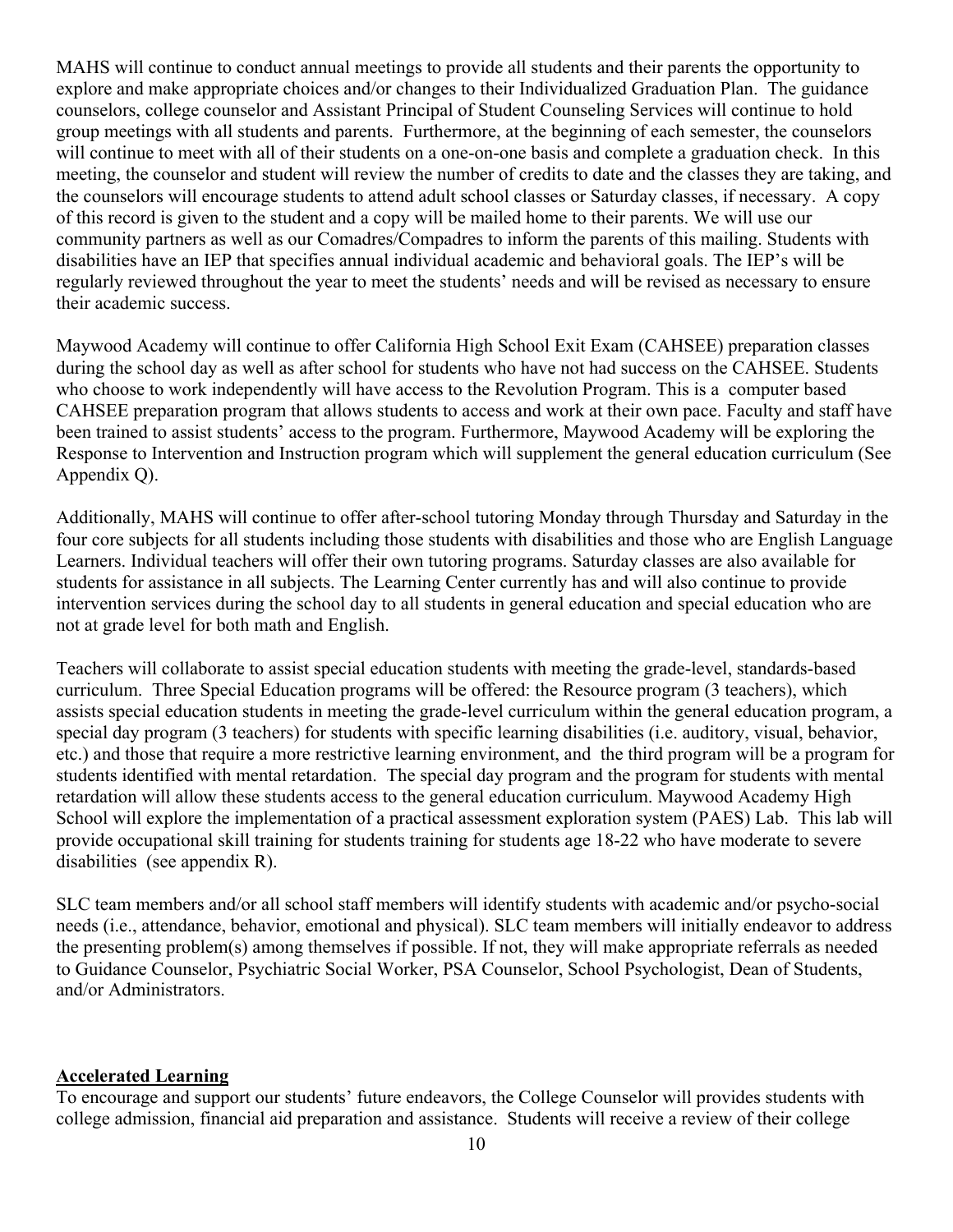MAHS will continue to conduct annual meetings to provide all students and their parents the opportunity to explore and make appropriate choices and/or changes to their Individualized Graduation Plan. The guidance counselors, college counselor and Assistant Principal of Student Counseling Services will continue to hold group meetings with all students and parents. Furthermore, at the beginning of each semester, the counselors will continue to meet with all of their students on a one-on-one basis and complete a graduation check. In this meeting, the counselor and student will review the number of credits to date and the classes they are taking, and the counselors will encourage students to attend adult school classes or Saturday classes, if necessary. A copy of this record is given to the student and a copy will be mailed home to their parents. We will use our community partners as well as our Comadres/Compadres to inform the parents of this mailing. Students with disabilities have an IEP that specifies annual individual academic and behavioral goals. The IEP's will be regularly reviewed throughout the year to meet the students' needs and will be revised as necessary to ensure their academic success.

Maywood Academy will continue to offer California High School Exit Exam (CAHSEE) preparation classes during the school day as well as after school for students who have not had success on the CAHSEE. Students who choose to work independently will have access to the Revolution Program. This is a computer based CAHSEE preparation program that allows students to access and work at their own pace. Faculty and staff have been trained to assist students' access to the program. Furthermore, Maywood Academy will be exploring the Response to Intervention and Instruction program which will supplement the general education curriculum (See Appendix Q).

Additionally, MAHS will continue to offer after-school tutoring Monday through Thursday and Saturday in the four core subjects for all students including those students with disabilities and those who are English Language Learners. Individual teachers will offer their own tutoring programs. Saturday classes are also available for students for assistance in all subjects. The Learning Center currently has and will also continue to provide intervention services during the school day to all students in general education and special education who are not at grade level for both math and English.

Teachers will collaborate to assist special education students with meeting the grade-level, standards-based curriculum. Three Special Education programs will be offered: the Resource program (3 teachers), which assists special education students in meeting the grade-level curriculum within the general education program, a special day program (3 teachers) for students with specific learning disabilities (i.e. auditory, visual, behavior, etc.) and those that require a more restrictive learning environment, and the third program will be a program for students identified with mental retardation. The special day program and the program for students with mental retardation will allow these students access to the general education curriculum. Maywood Academy High School will explore the implementation of a practical assessment exploration system (PAES) Lab. This lab will provide occupational skill training for students training for students age 18-22 who have moderate to severe disabilities (see appendix R).

SLC team members and/or all school staff members will identify students with academic and/or psycho-social needs (i.e., attendance, behavior, emotional and physical). SLC team members will initially endeavor to address the presenting problem(s) among themselves if possible. If not, they will make appropriate referrals as needed to Guidance Counselor, Psychiatric Social Worker, PSA Counselor, School Psychologist, Dean of Students, and/or Administrators.

## Accelerated Learning

To encourage and support our students' future endeavors, the College Counselor will provides students with college admission, financial aid preparation and assistance. Students will receive a review of their college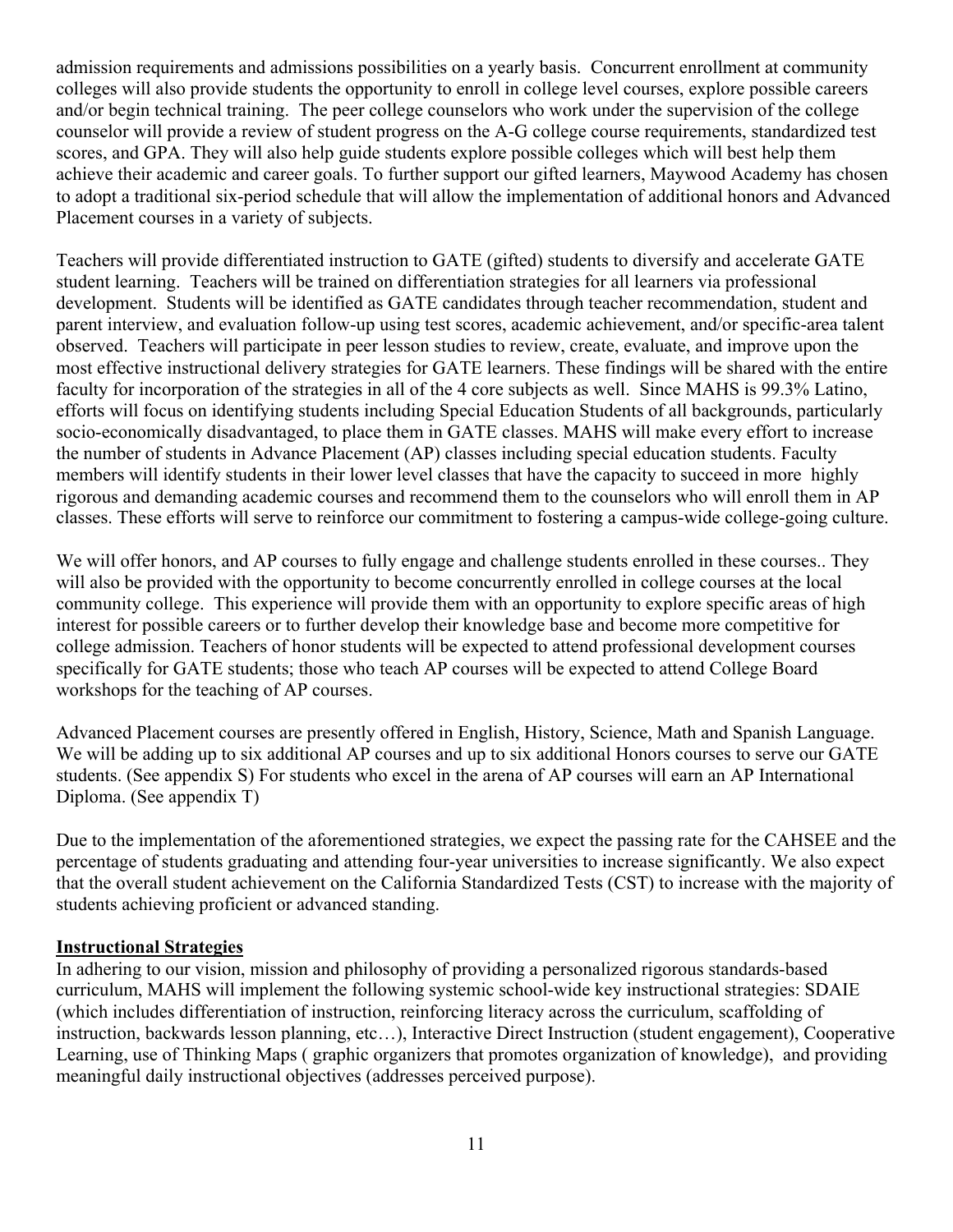admission requirements and admissions possibilities on a yearly basis. Concurrent enrollment at community colleges will also provide students the opportunity to enroll in college level courses, explore possible careers and/or begin technical training. The peer college counselors who work under the supervision of the college counselor will provide a review of student progress on the A-G college course requirements, standardized test scores, and GPA. They will also help guide students explore possible colleges which will best help them achieve their academic and career goals. To further support our gifted learners, Maywood Academy has chosen to adopt a traditional six-period schedule that will allow the implementation of additional honors and Advanced Placement courses in a variety of subjects.

Teachers will provide differentiated instruction to GATE (gifted) students to diversify and accelerate GATE student learning. Teachers will be trained on differentiation strategies for all learners via professional development. Students will be identified as GATE candidates through teacher recommendation, student and parent interview, and evaluation follow-up using test scores, academic achievement, and/or specific-area talent observed. Teachers will participate in peer lesson studies to review, create, evaluate, and improve upon the most effective instructional delivery strategies for GATE learners. These findings will be shared with the entire faculty for incorporation of the strategies in all of the 4 core subjects as well. Since MAHS is 99.3% Latino, efforts will focus on identifying students including Special Education Students of all backgrounds, particularly socio-economically disadvantaged, to place them in GATE classes. MAHS will make every effort to increase the number of students in Advance Placement (AP) classes including special education students. Faculty members will identify students in their lower level classes that have the capacity to succeed in more highly rigorous and demanding academic courses and recommend them to the counselors who will enroll them in AP classes. These efforts will serve to reinforce our commitment to fostering a campus-wide college-going culture.

We will offer honors, and AP courses to fully engage and challenge students enrolled in these courses.. They will also be provided with the opportunity to become concurrently enrolled in college courses at the local community college. This experience will provide them with an opportunity to explore specific areas of high interest for possible careers or to further develop their knowledge base and become more competitive for college admission. Teachers of honor students will be expected to attend professional development courses specifically for GATE students; those who teach AP courses will be expected to attend College Board workshops for the teaching of AP courses.

Advanced Placement courses are presently offered in English, History, Science, Math and Spanish Language. We will be adding up to six additional AP courses and up to six additional Honors courses to serve our GATE students. (See appendix S) For students who excel in the arena of AP courses will earn an AP International Diploma. (See appendix T)

Due to the implementation of the aforementioned strategies, we expect the passing rate for the CAHSEE and the percentage of students graduating and attending four-year universities to increase significantly. We also expect that the overall student achievement on the California Standardized Tests (CST) to increase with the majority of students achieving proficient or advanced standing.

**Instructional Strategies**

In adhering to our vision, mission and philosophy of providing a personalized rigorous standards-based curriculum, MAHS will implement the following systemic school-wide key instructional strategies: SDAIE (which includes differentiation of instruction, reinforcing literacy across the curriculum, scaffolding of instruction, backwards lesson planning, etc…), Interactive Direct Instruction (student engagement), Cooperative Learning, use of Thinking Maps ( graphic organizers that promotes organization of knowledge), and providing meaningful daily instructional objectives (addresses perceived purpose).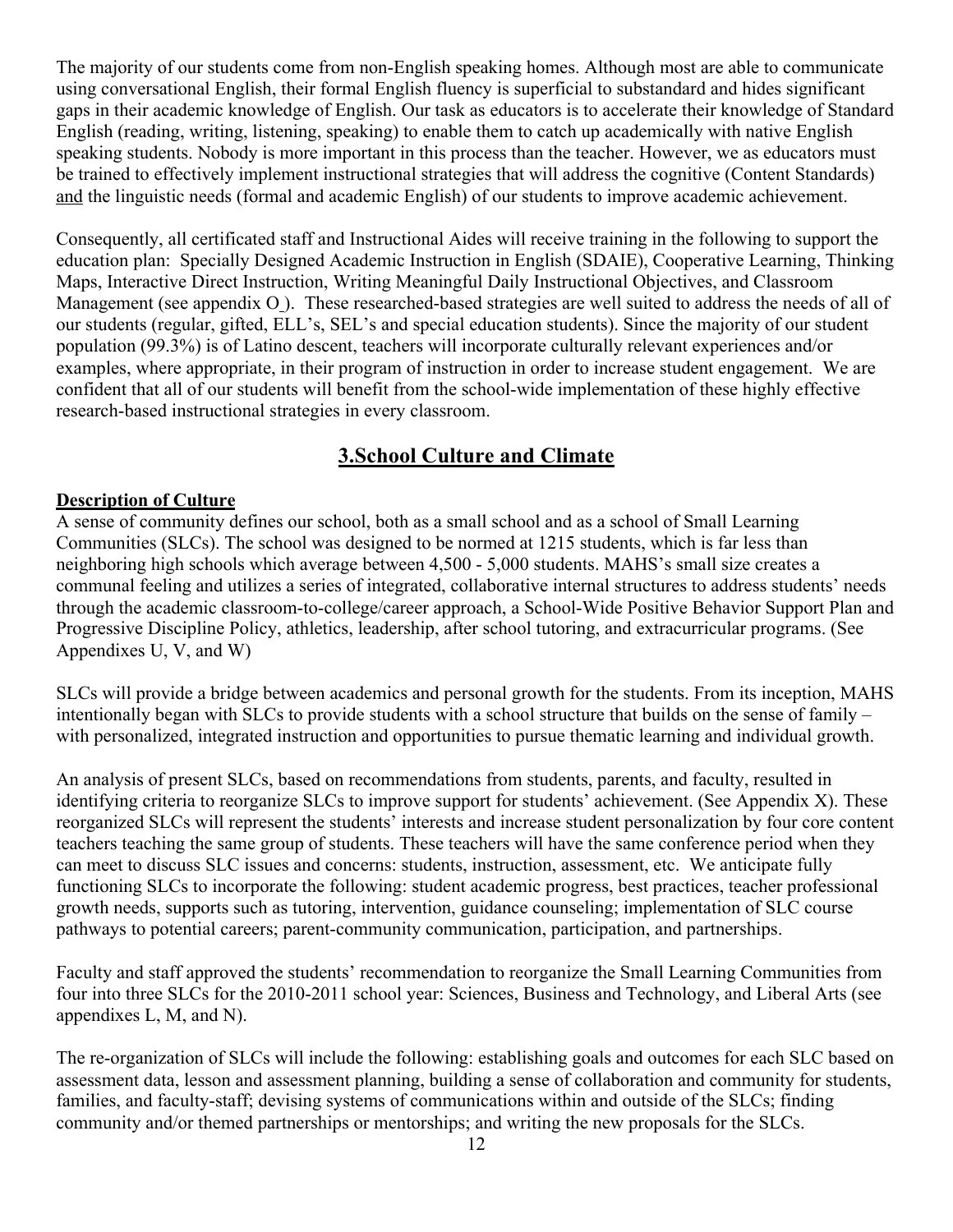The majority of our students come from non-English speaking homes. Although most are able to communicate using conversational English, their formal English fluency is superficial to substandard and hides significant gaps in their academic knowledge of English. Our task as educators is to accelerate their knowledge of Standard English (reading, writing, listening, speaking) to enable them to catch up academically with native English speaking students. Nobody is more important in this process than the teacher. However, we as educators must be trained to effectively implement instructional strategies that will address the cognitive (Content Standards) and the linguistic needs (formal and academic English) of our students to improve academic achievement.

Consequently, all certificated staff and Instructional Aides will receive training in the following to support the education plan: Specially Designed Academic Instruction in English (SDAIE), Cooperative Learning, Thinking Maps, Interactive Direct Instruction, Writing Meaningful Daily Instructional Objectives, and Classroom Management (see appendix O ). These researched-based strategies are well suited to address the needs of all of our students (regular, gifted, ELL's, SEL's and special education students). Since the majority of our student population (99.3%) is of Latino descent, teachers will incorporate culturally relevant experiences and/or examples, where appropriate, in their program of instruction in order to increase student engagement. We are confident that all of our students will benefit from the school-wide implementation of these highly effective research-based instructional strategies in every classroom.

## 3.School Culture and Climate

**Description of Culture**

A sense of community defines our school, both as a small school and as a school of Small Learning Communities (SLCs). The school was designed to be normed at 1215 students, which is far less than neighboring high schools which average between 4,500 - 5,000 students. MAHS's small size creates a communal feeling and utilizes a series of integrated, collaborative internal structures to address students' needs through the academic classroom-to-college/career approach, a School-Wide Positive Behavior Support Plan and Progressive Discipline Policy, athletics, leadership, after school tutoring, and extracurricular programs. (See Appendixes U, V, and W)

SLCs will provide a bridge between academics and personal growth for the students. From its inception, MAHS intentionally began with SLCs to provide students with a school structure that builds on the sense of family – with personalized, integrated instruction and opportunities to pursue thematic learning and individual growth.

An analysis of present SLCs, based on recommendations from students, parents, and faculty, resulted in identifying criteria to reorganize SLCs to improve support for students' achievement. (See Appendix X). These reorganized SLCs will represent the students' interests and increase student personalization by four core content teachers teaching the same group of students. These teachers will have the same conference period when they can meet to discuss SLC issues and concerns: students, instruction, assessment, etc. We anticipate fully functioning SLCs to incorporate the following: student academic progress, best practices, teacher professional growth needs, supports such as tutoring, intervention, guidance counseling; implementation of SLC course pathways to potential careers; parent-community communication, participation, and partnerships.

Faculty and staff approved the students' recommendation to reorganize the Small Learning Communities from four into three SLCs for the 2010-2011 school year: Sciences, Business and Technology, and Liberal Arts (see appendixes L, M, and N).

The re-organization of SLCs will include the following: establishing goals and outcomes for each SLC based on assessment data, lesson and assessment planning, building a sense of collaboration and community for students, families, and faculty-staff; devising systems of communications within and outside of the SLCs; finding community and/or themed partnerships or mentorships; and writing the new proposals for the SLCs.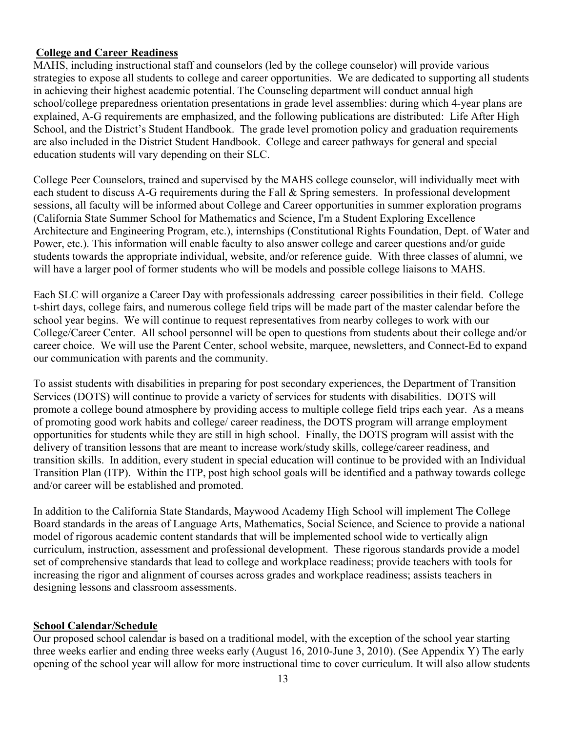**College and Career Readiness**

MAHS, including instructional staff and counselors (led by the college counselor) will provide various strategies to expose all students to college and career opportunities. We are dedicated to supporting all students in achieving their highest academic potential. The Counseling department will conduct annual high school/college preparedness orientation presentations in grade level assemblies: during which 4-year plans are explained, A-G requirements are emphasized, and the following publications are distributed: Life After High School, and the District's Student Handbook. The grade level promotion policy and graduation requirements are also included in the District Student Handbook. College and career pathways for general and special education students will vary depending on their SLC.

College Peer Counselors, trained and supervised by the MAHS college counselor, will individually meet with each student to discuss A-G requirements during the Fall & Spring semesters. In professional development sessions, all faculty will be informed about College and Career opportunities in summer exploration programs (California State Summer School for Mathematics and Science, I'm a Student Exploring Excellence Architecture and Engineering Program, etc.), internships (Constitutional Rights Foundation, Dept. of Water and Power, etc.). This information will enable faculty to also answer college and career questions and/or guide students towards the appropriate individual, website, and/or reference guide. With three classes of alumni, we will have a larger pool of former students who will be models and possible college liaisons to MAHS.

Each SLC will organize a Career Day with professionals addressing career possibilities in their field. College t-shirt days, college fairs, and numerous college field trips will be made part of the master calendar before the school year begins. We will continue to request representatives from nearby colleges to work with our College/Career Center. All school personnel will be open to questions from students about their college and/or career choice. We will use the Parent Center, school website, marquee, newsletters, and Connect-Ed to expand our communication with parents and the community.

To assist students with disabilities in preparing for post secondary experiences, the Department of Transition Services (DOTS) will continue to provide a variety of services for students with disabilities. DOTS will promote a college bound atmosphere by providing access to multiple college field trips each year. As a means of promoting good work habits and college/ career readiness, the DOTS program will arrange employment opportunities for students while they are still in high school. Finally, the DOTS program will assist with the delivery of transition lessons that are meant to increase work/study skills, college/career readiness, and transition skills. In addition, every student in special education will continue to be provided with an Individual Transition Plan (ITP). Within the ITP, post high school goals will be identified and a pathway towards college and/or career will be established and promoted.

In addition to the California State Standards, Maywood Academy High School will implement The College Board standards in the areas of Language Arts, Mathematics, Social Science, and Science to provide a national model of rigorous academic content standards that will be implemented school wide to vertically align curriculum, instruction, assessment and professional development. These rigorous standards provide a model set of comprehensive standards that lead to college and workplace readiness; provide teachers with tools for increasing the rigor and alignment of courses across grades and workplace readiness; assists teachers in designing lessons and classroom assessments.

**School Calendar/Schedule**

Our proposed school calendar is based on a traditional model, with the exception of the school year starting three weeks earlier and ending three weeks early (August 16, 2010-June 3, 2010). (See Appendix Y) The early opening of the school year will allow for more instructional time to cover curriculum. It will also allow students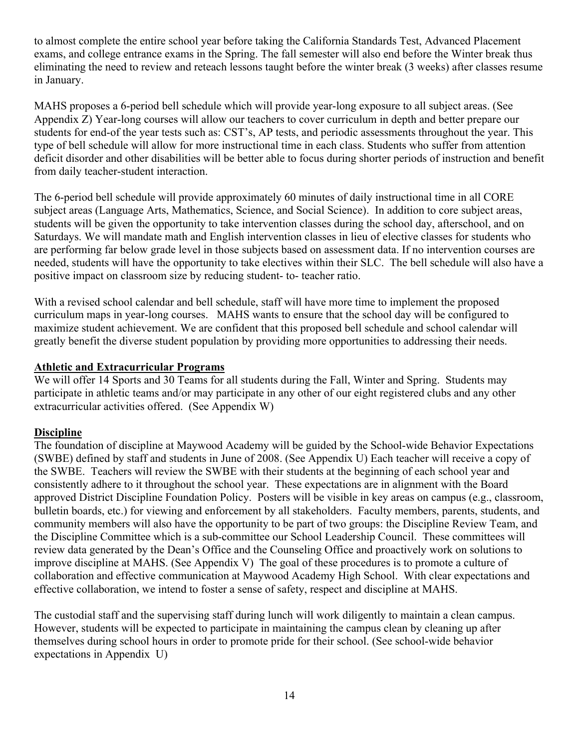to almost complete the entire school year before taking the California Standards Test, Advanced Placement exams, and college entrance exams in the Spring. The fall semester will also end before the Winter break thus eliminating the need to review and reteach lessons taught before the winter break (3 weeks) after classes resume in January.

MAHS proposes a 6-period bell schedule which will provide year-long exposure to all subject areas. (See Appendix Z) Year-long courses will allow our teachers to cover curriculum in depth and better prepare our students for end-of the year tests such as: CST's, AP tests, and periodic assessments throughout the year. This type of bell schedule will allow for more instructional time in each class. Students who suffer from attention deficit disorder and other disabilities will be better able to focus during shorter periods of instruction and benefit from daily teacher-student interaction.

The 6-period bell schedule will provide approximately 60 minutes of daily instructional time in all CORE subject areas (Language Arts, Mathematics, Science, and Social Science). In addition to core subject areas, students will be given the opportunity to take intervention classes during the school day, afterschool, and on Saturdays. We will mandate math and English intervention classes in lieu of elective classes for students who are performing far below grade level in those subjects based on assessment data. If no intervention courses are needed, students will have the opportunity to take electives within their SLC. The bell schedule will also have a positive impact on classroom size by reducing student- to- teacher ratio.

With a revised school calendar and bell schedule, staff will have more time to implement the proposed curriculum maps in year-long courses. MAHS wants to ensure that the school day will be configured to maximize student achievement. We are confident that this proposed bell schedule and school calendar will greatly benefit the diverse student population by providing more opportunities to addressing their needs.

**Athletic and Extracurricular Programs**

We will offer 14 Sports and 30 Teams for all students during the Fall, Winter and Spring. Students may participate in athletic teams and/or may participate in any other of our eight registered clubs and any other extracurricular activities offered. (See Appendix W)

**Discipline**

The foundation of discipline at Maywood Academy will be guided by the School-wide Behavior Expectations (SWBE) defined by staff and students in June of 2008. (See Appendix U) Each teacher will receive a copy of the SWBE. Teachers will review the SWBE with their students at the beginning of each school year and consistently adhere to it throughout the school year. These expectations are in alignment with the Board approved District Discipline Foundation Policy. Posters will be visible in key areas on campus (e.g., classroom, bulletin boards, etc.) for viewing and enforcement by all stakeholders. Faculty members, parents, students, and community members will also have the opportunity to be part of two groups: the Discipline Review Team, and the Discipline Committee which is a sub-committee our School Leadership Council. These committees will review data generated by the Dean's Office and the Counseling Office and proactively work on solutions to improve discipline at MAHS. (See Appendix V) The goal of these procedures is to promote a culture of collaboration and effective communication at Maywood Academy High School. With clear expectations and effective collaboration, we intend to foster a sense of safety, respect and discipline at MAHS.

The custodial staff and the supervising staff during lunch will work diligently to maintain a clean campus. However, students will be expected to participate in maintaining the campus clean by cleaning up after themselves during school hours in order to promote pride for their school. (See school-wide behavior expectations in Appendix U)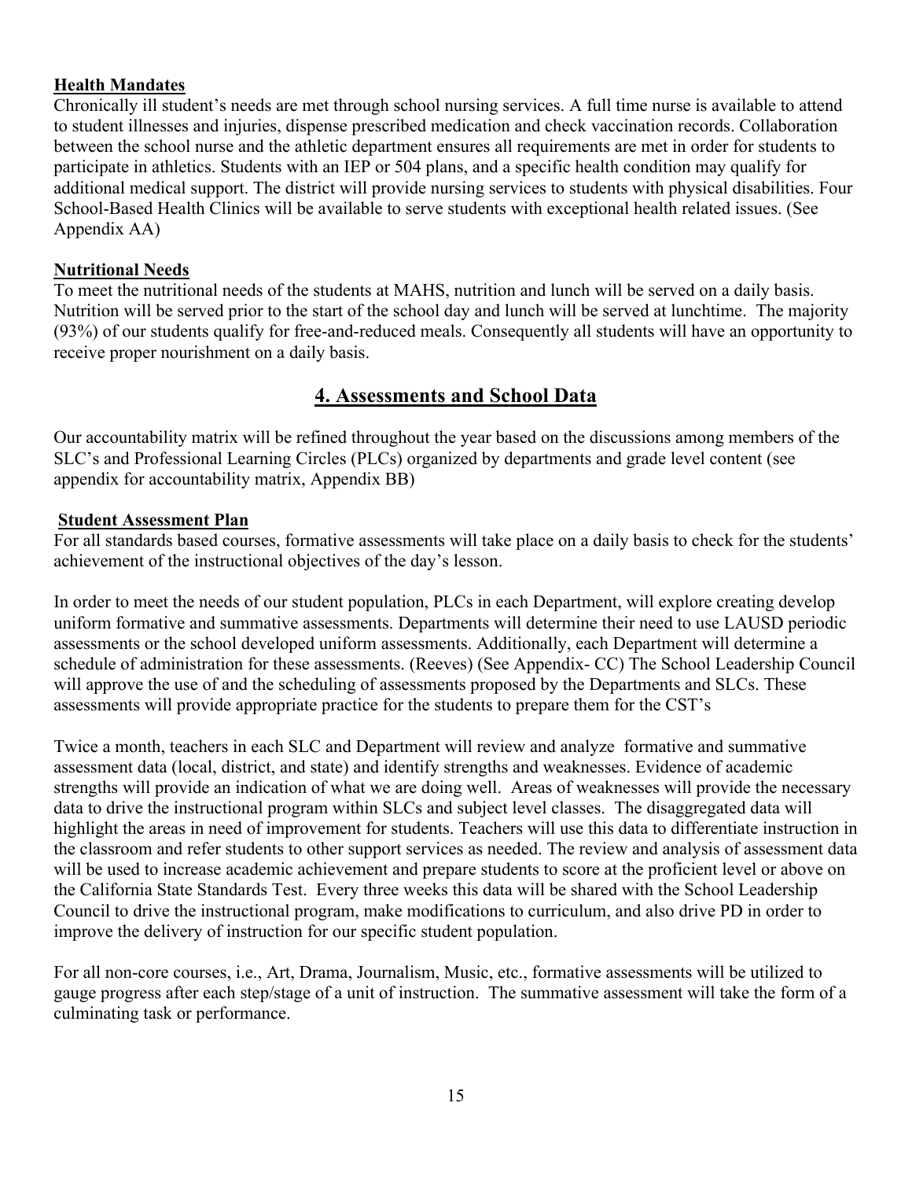**Health Mandates**

Chronically ill student's needs are met through school nursing services. A full time nurse is available to attend to student illnesses and injuries, dispense prescribed medication and check vaccination records. Collaboration between the school nurse and the athletic department ensures all requirements are met in order for students to participate in athletics. Students with an IEP or 504 plans, and a specific health condition may qualify for additional medical support. The district will provide nursing services to students with physical disabilities. Four School-Based Health Clinics will be available to serve students with exceptional health related issues. (See Appendix AA)

**Nutritional Needs**

To meet the nutritional needs of the students at MAHS, nutrition and lunch will be served on a daily basis. Nutrition will be served prior to the start of the school day and lunch will be served at lunchtime. The majority (93%) of our students qualify for free-and-reduced meals. Consequently all students will have an opportunity to receive proper nourishment on a daily basis.

## 4. Assessments and School Data

Our accountability matrix will be refined throughout the year based on the discussions among members of the SLC's and Professional Learning Circles (PLCs) organized by departments and grade level content (see appendix for accountability matrix, Appendix BB)

**Student Assessment Plan**

For all standards based courses, formative assessments will take place on a daily basis to check for the students' achievement of the instructional objectives of the day's lesson.

In order to meet the needs of our student population, PLCs in each Department, will explore creating develop uniform formative and summative assessments. Departments will determine their need to use LAUSD periodic assessments or the school developed uniform assessments. Additionally, each Department will determine a schedule of administration for these assessments. (Reeves) (See Appendix- CC) The School Leadership Council will approve the use of and the scheduling of assessments proposed by the Departments and SLCs. These assessments will provide appropriate practice for the students to prepare them for the CST's

Twice a month, teachers in each SLC and Department will review and analyze formative and summative assessment data (local, district, and state) and identify strengths and weaknesses. Evidence of academic strengths will provide an indication of what we are doing well. Areas of weaknesses will provide the necessary data to drive the instructional program within SLCs and subject level classes. The disaggregated data will highlight the areas in need of improvement for students. Teachers will use this data to differentiate instruction in the classroom and refer students to other support services as needed. The review and analysis of assessment data will be used to increase academic achievement and prepare students to score at the proficient level or above on the California State Standards Test. Every three weeks this data will be shared with the School Leadership Council to drive the instructional program, make modifications to curriculum, and also drive PD in order to improve the delivery of instruction for our specific student population.

For all non-core courses, i.e., Art, Drama, Journalism, Music, etc., formative assessments will be utilized to gauge progress after each step/stage of a unit of instruction. The summative assessment will take the form of a culminating task or performance.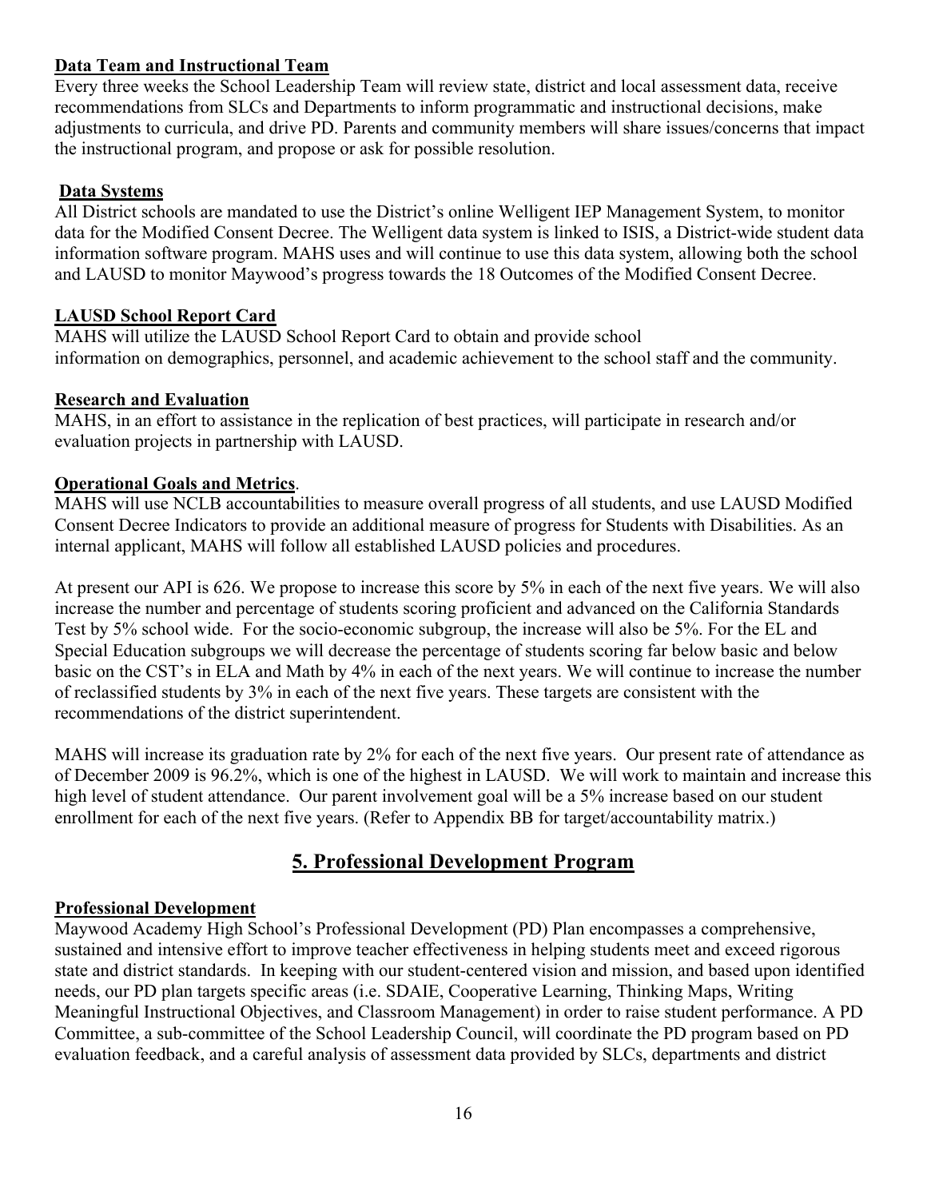**Data Team and Instructional Team**

Every three weeks the School Leadership Team will review state, district and local assessment data, receive recommendations from SLCs and Departments to inform programmatic and instructional decisions, make adjustments to curricula, and drive PD. Parents and community members will share issues/concerns that impact the instructional program, and propose or ask for possible resolution.

**Data Systems**

All District schools are mandated to use the District's online Welligent IEP Management System, to monitor data for the Modified Consent Decree. The Welligent data system is linked to ISIS, a District-wide student data information software program. MAHS uses and will continue to use this data system, allowing both the school and LAUSD to monitor Maywood's progress towards the 18 Outcomes of the Modified Consent Decree.

**LAUSD School Report Card**

MAHS will utilize the LAUSD School Report Card to obtain and provide school information on demographics, personnel, and academic achievement to the school staff and the community.

**Research and Evaluation**

MAHS, in an effort to assistance in the replication of best practices, will participate in research and/or evaluation projects in partnership with LAUSD.

**Operational Goals and Metrics**.

MAHS will use NCLB accountabilities to measure overall progress of all students, and use LAUSD Modified Consent Decree Indicators to provide an additional measure of progress for Students with Disabilities. As an internal applicant, MAHS will follow all established LAUSD policies and procedures.

At present our API is 626. We propose to increase this score by 5% in each of the next five years. We will also increase the number and percentage of students scoring proficient and advanced on the California Standards Test by 5% school wide. For the socio-economic subgroup, the increase will also be 5%. For the EL and Special Education subgroups we will decrease the percentage of students scoring far below basic and below basic on the CST's in ELA and Math by 4% in each of the next years. We will continue to increase the number of reclassified students by 3% in each of the next five years. These targets are consistent with the recommendations of the district superintendent.

MAHS will increase its graduation rate by 2% for each of the next five years. Our present rate of attendance as of December 2009 is 96.2%, which is one of the highest in LAUSD. We will work to maintain and increase this high level of student attendance. Our parent involvement goal will be a 5% increase based on our student enrollment for each of the next five years. (Refer to Appendix BB for target/accountability matrix.)

## 5. Professional Development Program

**Professional Development**

Maywood Academy High School's Professional Development (PD) Plan encompasses a comprehensive, sustained and intensive effort to improve teacher effectiveness in helping students meet and exceed rigorous state and district standards. In keeping with our student-centered vision and mission, and based upon identified needs, our PD plan targets specific areas (i.e. SDAIE, Cooperative Learning, Thinking Maps, Writing Meaningful Instructional Objectives, and Classroom Management) in order to raise student performance. A PD Committee, a sub-committee of the School Leadership Council, will coordinate the PD program based on PD evaluation feedback, and a careful analysis of assessment data provided by SLCs, departments and district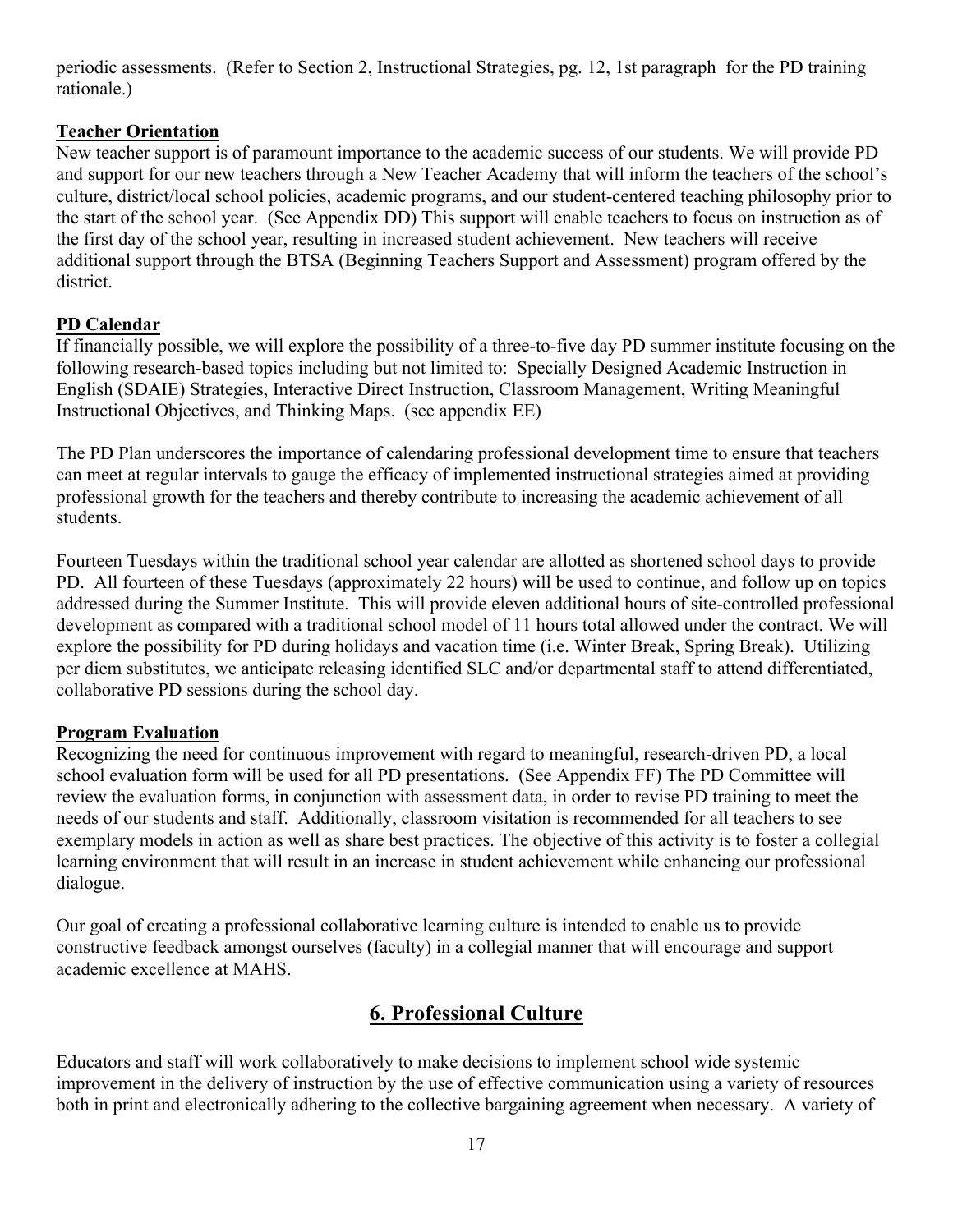periodic assessments. (Refer to Section 2, Instructional Strategies, pg. 12, 1st paragraph for the PD training rationale.)

**Teacher Orientation**

New teacher support is of paramount importance to the academic success of our students. We will provide PD and support for our new teachers through a New Teacher Academy that will inform the teachers of the school's culture, district/local school policies, academic programs, and our student-centered teaching philosophy prior to the start of the school year. (See Appendix DD) This support will enable teachers to focus on instruction as of the first day of the school year, resulting in increased student achievement. New teachers will receive additional support through the BTSA (Beginning Teachers Support and Assessment) program offered by the district.

**PD Calendar**

If financially possible, we will explore the possibility of a three-to-five day PD summer institute focusing on the following research-based topics including but not limited to: Specially Designed Academic Instruction in English (SDAIE) Strategies, Interactive Direct Instruction, Classroom Management, Writing Meaningful Instructional Objectives, and Thinking Maps. (see appendix EE)

The PD Plan underscores the importance of calendaring professional development time to ensure that teachers can meet at regular intervals to gauge the efficacy of implemented instructional strategies aimed at providing professional growth for the teachers and thereby contribute to increasing the academic achievement of all students.

Fourteen Tuesdays within the traditional school year calendar are allotted as shortened school days to provide PD. All fourteen of these Tuesdays (approximately 22 hours) will be used to continue, and follow up on topics addressed during the Summer Institute. This will provide eleven additional hours of site-controlled professional development as compared with a traditional school model of 11 hours total allowed under the contract. We will explore the possibility for PD during holidays and vacation time (i.e. Winter Break, Spring Break). Utilizing per diem substitutes, we anticipate releasing identified SLC and/or departmental staff to attend differentiated, collaborative PD sessions during the school day.

**Program Evaluation**

Recognizing the need for continuous improvement with regard to meaningful, research-driven PD, a local school evaluation form will be used for all PD presentations. (See Appendix FF) The PD Committee will review the evaluation forms, in conjunction with assessment data, in order to revise PD training to meet the needs of our students and staff. Additionally, classroom visitation is recommended for all teachers to see exemplary models in action as well as share best practices. The objective of this activity is to foster a collegial learning environment that will result in an increase in student achievement while enhancing our professional dialogue.

Our goal of creating a professional collaborative learning culture is intended to enable us to provide constructive feedback amongst ourselves (faculty) in a collegial manner that will encourage and support academic excellence at MAHS.

## 6. Professional Culture

Educators and staff will work collaboratively to make decisions to implement school wide systemic improvement in the delivery of instruction by the use of effective communication using a variety of resources both in print and electronically adhering to the collective bargaining agreement when necessary. A variety of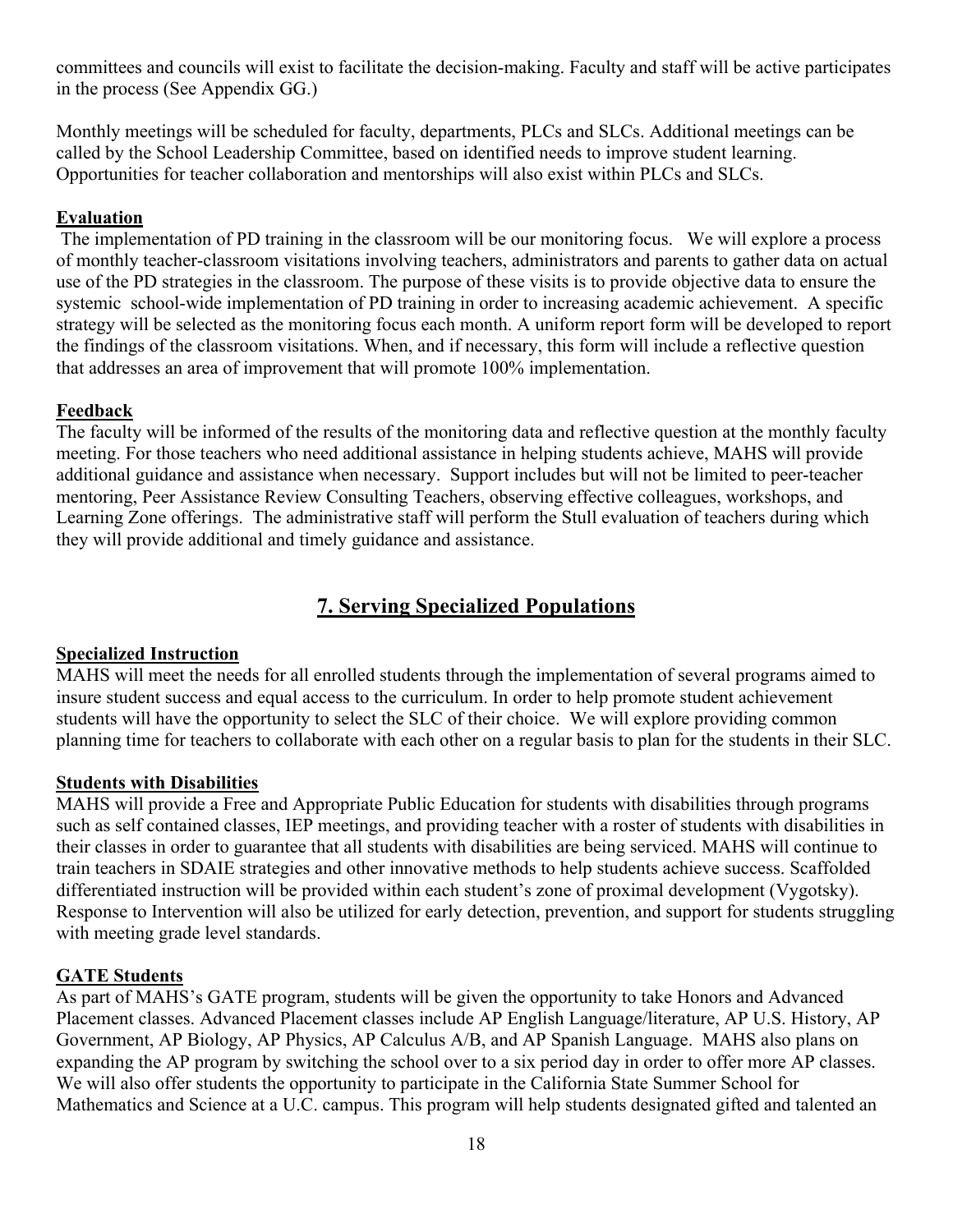committees and councils will exist to facilitate the decision-making. Faculty and staff will be active participates in the process (See Appendix GG.)

Monthly meetings will be scheduled for faculty, departments, PLCs and SLCs. Additional meetings can be called by the School Leadership Committee, based on identified needs to improve student learning. Opportunities for teacher collaboration and mentorships will also exist within PLCs and SLCs.

**Evaluation**

The implementation of PD training in the classroom will be our monitoring focus. We will explore a process of monthly teacher-classroom visitations involving teachers, administrators and parents to gather data on actual use of the PD strategies in the classroom. The purpose of these visits is to provide objective data to ensure the systemic school-wide implementation of PD training in order to increasing academic achievement. A specific strategy will be selected as the monitoring focus each month. A uniform report form will be developed to report the findings of the classroom visitations. When, and if necessary, this form will include a reflective question that addresses an area of improvement that will promote 100% implementation.

**Feedback**

The faculty will be informed of the results of the monitoring data and reflective question at the monthly faculty meeting. For those teachers who need additional assistance in helping students achieve, MAHS will provide additional guidance and assistance when necessary. Support includes but will not be limited to peer-teacher mentoring, Peer Assistance Review Consulting Teachers, observing effective colleagues, workshops, and Learning Zone offerings. The administrative staff will perform the Stull evaluation of teachers during which they will provide additional and timely guidance and assistance.

## 7. Serving Specialized Populations

**Specialized Instruction**

MAHS will meet the needs for all enrolled students through the implementation of several programs aimed to insure student success and equal access to the curriculum. In order to help promote student achievement students will have the opportunity to select the SLC of their choice. We will explore providing common planning time for teachers to collaborate with each other on a regular basis to plan for the students in their SLC.

**Students with Disabilities**

MAHS will provide a Free and Appropriate Public Education for students with disabilities through programs such as self contained classes, IEP meetings, and providing teacher with a roster of students with disabilities in their classes in order to guarantee that all students with disabilities are being serviced. MAHS will continue to train teachers in SDAIE strategies and other innovative methods to help students achieve success. Scaffolded differentiated instruction will be provided within each student's zone of proximal development (Vygotsky). Response to Intervention will also be utilized for early detection, prevention, and support for students struggling with meeting grade level standards.

**GATE Students**

As part of MAHS's GATE program, students will be given the opportunity to take Honors and Advanced Placement classes. Advanced Placement classes include AP English Language/literature, AP U.S. History, AP Government, AP Biology, AP Physics, AP Calculus A/B, and AP Spanish Language. MAHS also plans on expanding the AP program by switching the school over to a six period day in order to offer more AP classes. We will also offer students the opportunity to participate in the California State Summer School for Mathematics and Science at a U.C. campus. This program will help students designated gifted and talented an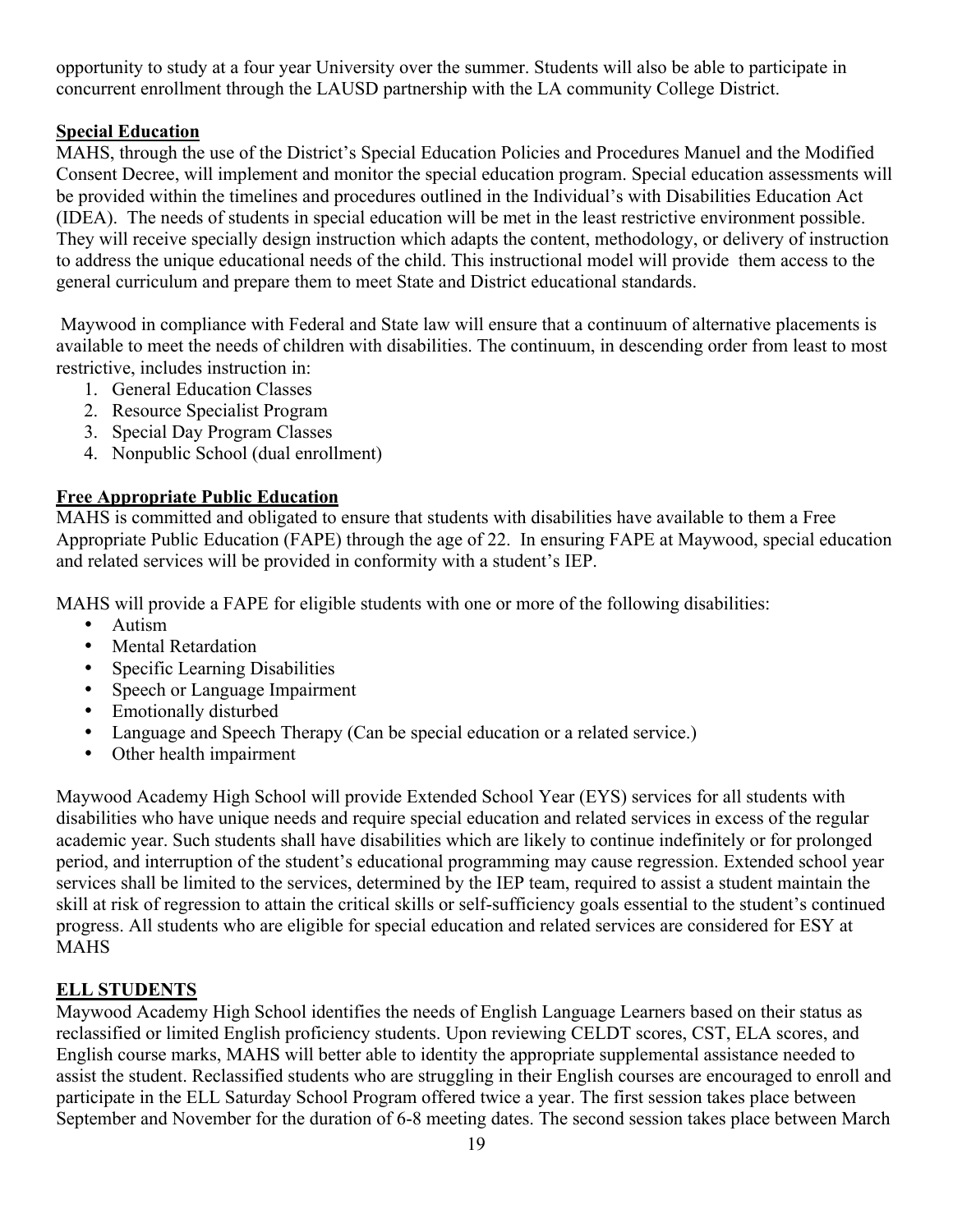opportunity to study at a four year University over the summer. Students will also be able to participate in concurrent enrollment through the LAUSD partnership with the LA community College District.

**Special Education**

MAHS, through the use of the District's Special Education Policies and Procedures Manuel and the Modified Consent Decree, will implement and monitor the special education program. Special education assessments will be provided within the timelines and procedures outlined in the Individual's with Disabilities Education Act (IDEA). The needs of students in special education will be met in the least restrictive environment possible. They will receive specially design instruction which adapts the content, methodology, or delivery of instruction to address the unique educational needs of the child. This instructional model will provide them access to the general curriculum and prepare them to meet State and District educational standards.

Maywood in compliance with Federal and State law will ensure that a continuum of alternative placements is available to meet the needs of children with disabilities. The continuum, in descending order from least to most restrictive, includes instruction in:

1. General Education Classes
2. Resource Specialist Program
3. Special Day Program Classes
4. Nonpublic School (dual enrollment)

**Free Appropriate Public Education**

MAHS is committed and obligated to ensure that students with disabilities have available to them a Free Appropriate Public Education (FAPE) through the age of 22. In ensuring FAPE at Maywood, special education and related services will be provided in conformity with a student's IEP.

MAHS will provide a FAPE for eligible students with one or more of the following disabilities:

- Autism
- Mental Retardation
- Specific Learning Disabilities
- Speech or Language Impairment
- Emotionally disturbed
- Language and Speech Therapy (Can be special education or a related service.)
- Other health impairment

Maywood Academy High School will provide Extended School Year (EYS) services for all students with disabilities who have unique needs and require special education and related services in excess of the regular academic year. Such students shall have disabilities which are likely to continue indefinitely or for prolonged period, and interruption of the student's educational programming may cause regression. Extended school year services shall be limited to the services, determined by the IEP team, required to assist a student maintain the skill at risk of regression to attain the critical skills or self-sufficiency goals essential to the student's continued progress. All students who are eligible for special education and related services are considered for ESY at MAHS

**ELL STUDENTS**

Maywood Academy High School identifies the needs of English Language Learners based on their status as reclassified or limited English proficiency students. Upon reviewing CELDT scores, CST, ELA scores, and English course marks, MAHS will better able to identity the appropriate supplemental assistance needed to assist the student. Reclassified students who are struggling in their English courses are encouraged to enroll and participate in the ELL Saturday School Program offered twice a year. The first session takes place between September and November for the duration of 6-8 meeting dates. The second session takes place between March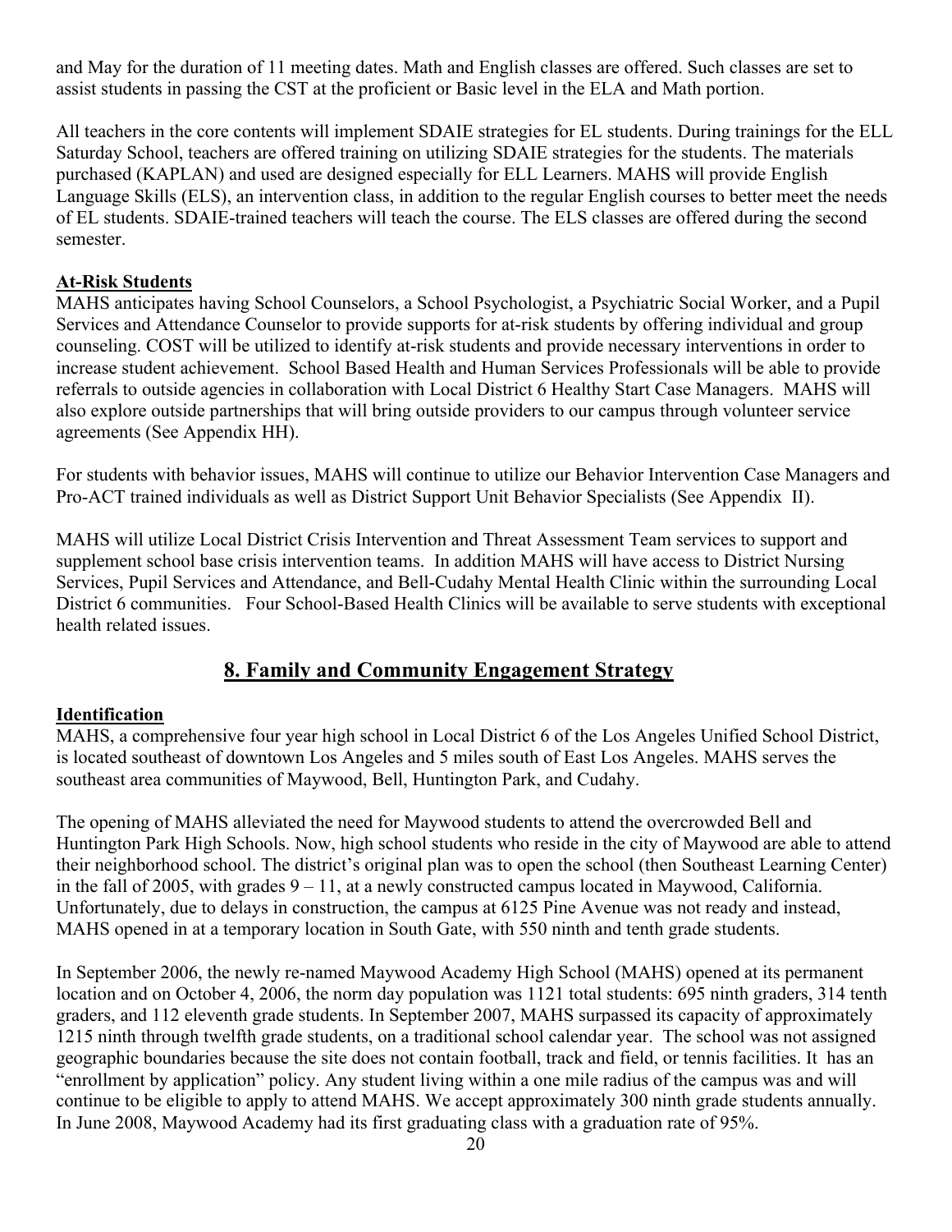and May for the duration of 11 meeting dates. Math and English classes are offered. Such classes are set to assist students in passing the CST at the proficient or Basic level in the ELA and Math portion.

All teachers in the core contents will implement SDAIE strategies for EL students. During trainings for the ELL Saturday School, teachers are offered training on utilizing SDAIE strategies for the students. The materials purchased (KAPLAN) and used are designed especially for ELL Learners. MAHS will provide English Language Skills (ELS), an intervention class, in addition to the regular English courses to better meet the needs of EL students. SDAIE-trained teachers will teach the course. The ELS classes are offered during the second semester.

**At-Risk Students**

MAHS anticipates having School Counselors, a School Psychologist, a Psychiatric Social Worker, and a Pupil Services and Attendance Counselor to provide supports for at-risk students by offering individual and group counseling. COST will be utilized to identify at-risk students and provide necessary interventions in order to increase student achievement. School Based Health and Human Services Professionals will be able to provide referrals to outside agencies in collaboration with Local District 6 Healthy Start Case Managers. MAHS will also explore outside partnerships that will bring outside providers to our campus through volunteer service agreements (See Appendix HH).

For students with behavior issues, MAHS will continue to utilize our Behavior Intervention Case Managers and Pro-ACT trained individuals as well as District Support Unit Behavior Specialists (See Appendix II).

MAHS will utilize Local District Crisis Intervention and Threat Assessment Team services to support and supplement school base crisis intervention teams. In addition MAHS will have access to District Nursing Services, Pupil Services and Attendance, and Bell-Cudahy Mental Health Clinic within the surrounding Local District 6 communities. Four School-Based Health Clinics will be available to serve students with exceptional health related issues.

## 8. Family and Community Engagement Strategy

**Identification**

MAHS, a comprehensive four year high school in Local District 6 of the Los Angeles Unified School District, is located southeast of downtown Los Angeles and 5 miles south of East Los Angeles. MAHS serves the southeast area communities of Maywood, Bell, Huntington Park, and Cudahy.

The opening of MAHS alleviated the need for Maywood students to attend the overcrowded Bell and Huntington Park High Schools. Now, high school students who reside in the city of Maywood are able to attend their neighborhood school. The district's original plan was to open the school (then Southeast Learning Center) in the fall of 2005, with grades 9 – 11, at a newly constructed campus located in Maywood, California. Unfortunately, due to delays in construction, the campus at 6125 Pine Avenue was not ready and instead, MAHS opened in at a temporary location in South Gate, with 550 ninth and tenth grade students.

In September 2006, the newly re-named Maywood Academy High School (MAHS) opened at its permanent location and on October 4, 2006, the norm day population was 1121 total students: 695 ninth graders, 314 tenth graders, and 112 eleventh grade students. In September 2007, MAHS surpassed its capacity of approximately 1215 ninth through twelfth grade students, on a traditional school calendar year. The school was not assigned geographic boundaries because the site does not contain football, track and field, or tennis facilities. It has an "enrollment by application" policy. Any student living within a one mile radius of the campus was and will continue to be eligible to apply to attend MAHS. We accept approximately 300 ninth grade students annually. In June 2008, Maywood Academy had its first graduating class with a graduation rate of 95%.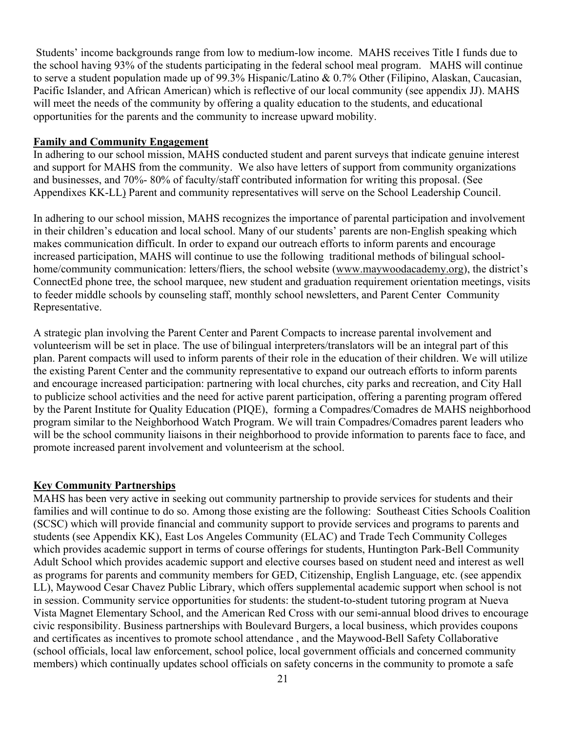Students' income backgrounds range from low to medium-low income. MAHS receives Title I funds due to the school having 93% of the students participating in the federal school meal program. MAHS will continue to serve a student population made up of 99.3% Hispanic/Latino & 0.7% Other (Filipino, Alaskan, Caucasian, Pacific Islander, and African American) which is reflective of our local community (see appendix JJ). MAHS will meet the needs of the community by offering a quality education to the students, and educational opportunities for the parents and the community to increase upward mobility.

**Family and Community Engagement**

In adhering to our school mission, MAHS conducted student and parent surveys that indicate genuine interest and support for MAHS from the community. We also have letters of support from community organizations and businesses, and 70%- 80% of faculty/staff contributed information for writing this proposal. (See Appendixes KK-LL) Parent and community representatives will serve on the School Leadership Council.

In adhering to our school mission, MAHS recognizes the importance of parental participation and involvement in their children's education and local school. Many of our students' parents are non-English speaking which makes communication difficult. In order to expand our outreach efforts to inform parents and encourage increased participation, MAHS will continue to use the following traditional methods of bilingual school-home/community communication: letters/fliers, the school website (www.maywoodacademy.org), the district's ConnectEd phone tree, the school marquee, new student and graduation requirement orientation meetings, visits to feeder middle schools by counseling staff, monthly school newsletters, and Parent Center Community Representative.

A strategic plan involving the Parent Center and Parent Compacts to increase parental involvement and volunteerism will be set in place. The use of bilingual interpreters/translators will be an integral part of this plan. Parent compacts will used to inform parents of their role in the education of their children. We will utilize the existing Parent Center and the community representative to expand our outreach efforts to inform parents and encourage increased participation: partnering with local churches, city parks and recreation, and City Hall to publicize school activities and the need for active parent participation, offering a parenting program offered by the Parent Institute for Quality Education (PIQE), forming a Compadres/Comadres de MAHS neighborhood program similar to the Neighborhood Watch Program. We will train Compadres/Comadres parent leaders who will be the school community liaisons in their neighborhood to provide information to parents face to face, and promote increased parent involvement and volunteerism at the school.

**Key Community Partnerships**

MAHS has been very active in seeking out community partnership to provide services for students and their families and will continue to do so. Among those existing are the following: Southeast Cities Schools Coalition (SCSC) which will provide financial and community support to provide services and programs to parents and students (see Appendix KK), East Los Angeles Community (ELAC) and Trade Tech Community Colleges which provides academic support in terms of course offerings for students, Huntington Park-Bell Community Adult School which provides academic support and elective courses based on student need and interest as well as programs for parents and community members for GED, Citizenship, English Language, etc. (see appendix LL), Maywood Cesar Chavez Public Library, which offers supplemental academic support when school is not in session. Community service opportunities for students: the student-to-student tutoring program at Nueva Vista Magnet Elementary School, and the American Red Cross with our semi-annual blood drives to encourage civic responsibility. Business partnerships with Boulevard Burgers, a local business, which provides coupons and certificates as incentives to promote school attendance , and the Maywood-Bell Safety Collaborative (school officials, local law enforcement, school police, local government officials and concerned community members) which continually updates school officials on safety concerns in the community to promote a safe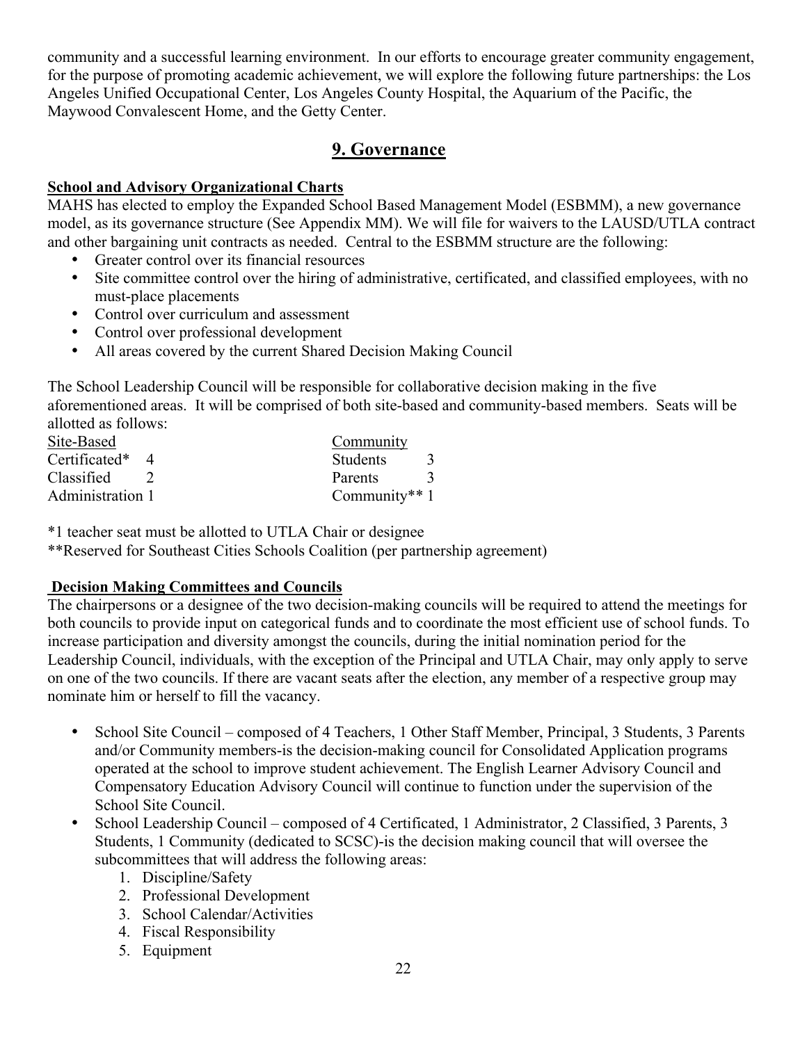community and a successful learning environment. In our efforts to encourage greater community engagement, for the purpose of promoting academic achievement, we will explore the following future partnerships: the Los Angeles Unified Occupational Center, Los Angeles County Hospital, the Aquarium of the Pacific, the Maywood Convalescent Home, and the Getty Center.

## 9. Governance

**School and Advisory Organizational Charts**

MAHS has elected to employ the Expanded School Based Management Model (ESBMM), a new governance model, as its governance structure (See Appendix MM). We will file for waivers to the LAUSD/UTLA contract and other bargaining unit contracts as needed. Central to the ESBMM structure are the following:

- Greater control over its financial resources
- Site committee control over the hiring of administrative, certificated, and classified employees, with no must-place placements
- Control over curriculum and assessment
- Control over professional development
- All areas covered by the current Shared Decision Making Council

The School Leadership Council will be responsible for collaborative decision making in the five aforementioned areas. It will be comprised of both site-based and community-based members. Seats will be allotted as follows:

| Site-Based | | Community | |
|---|---|---|---|
| Certificated* | 4 | Students | 3 |
| Classified | 2 | Parents | 3 |
| Administration | 1 | Community** | 1 |

*1 teacher seat must be allotted to UTLA Chair or designee

**Reserved for Southeast Cities Schools Coalition (per partnership agreement)

**Decision Making Committees and Councils**

The chairpersons or a designee of the two decision-making councils will be required to attend the meetings for both councils to provide input on categorical funds and to coordinate the most efficient use of school funds. To increase participation and diversity amongst the councils, during the initial nomination period for the Leadership Council, individuals, with the exception of the Principal and UTLA Chair, may only apply to serve on one of the two councils. If there are vacant seats after the election, any member of a respective group may nominate him or herself to fill the vacancy.

- School Site Council – composed of 4 Teachers, 1 Other Staff Member, Principal, 3 Students, 3 Parents and/or Community members-is the decision-making council for Consolidated Application programs operated at the school to improve student achievement. The English Learner Advisory Council and Compensatory Education Advisory Council will continue to function under the supervision of the School Site Council.
- School Leadership Council – composed of 4 Certificated, 1 Administrator, 2 Classified, 3 Parents, 3 Students, 1 Community (dedicated to SCSC)-is the decision making council that will oversee the subcommittees that will address the following areas:
  1. Discipline/Safety
  2. Professional Development
  3. School Calendar/Activities
  4. Fiscal Responsibility
  5. Equipment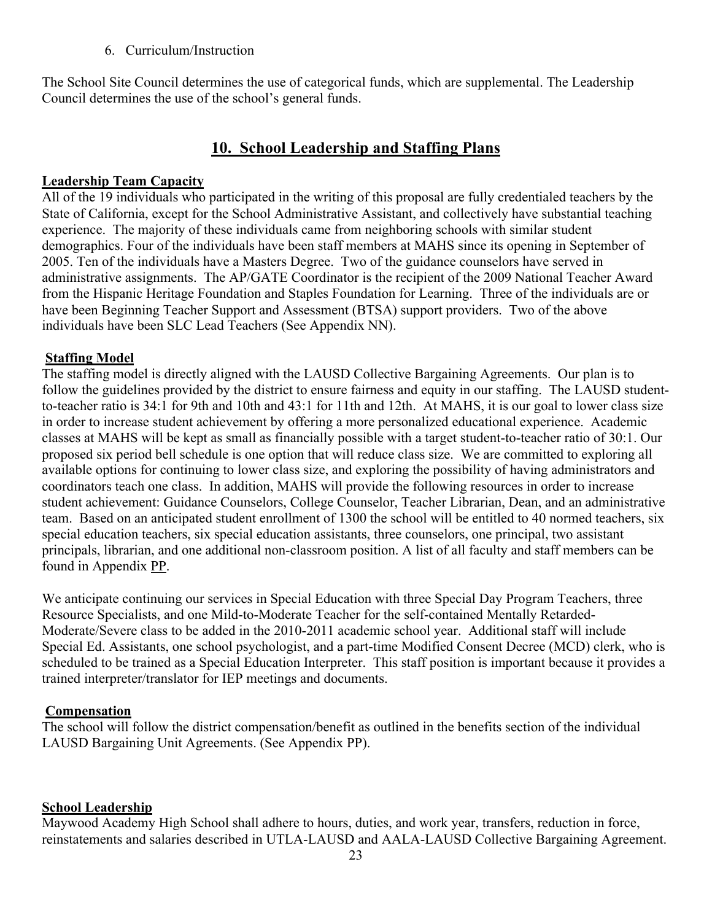6. Curriculum/Instruction

The School Site Council determines the use of categorical funds, which are supplemental. The Leadership Council determines the use of the school's general funds.

## 10. School Leadership and Staffing Plans

**Leadership Team Capacity**

All of the 19 individuals who participated in the writing of this proposal are fully credentialed teachers by the State of California, except for the School Administrative Assistant, and collectively have substantial teaching experience. The majority of these individuals came from neighboring schools with similar student demographics. Four of the individuals have been staff members at MAHS since its opening in September of 2005. Ten of the individuals have a Masters Degree. Two of the guidance counselors have served in administrative assignments. The AP/GATE Coordinator is the recipient of the 2009 National Teacher Award from the Hispanic Heritage Foundation and Staples Foundation for Learning. Three of the individuals are or have been Beginning Teacher Support and Assessment (BTSA) support providers. Two of the above individuals have been SLC Lead Teachers (See Appendix NN).

**Staffing Model**

The staffing model is directly aligned with the LAUSD Collective Bargaining Agreements. Our plan is to follow the guidelines provided by the district to ensure fairness and equity in our staffing. The LAUSD student-to-teacher ratio is 34:1 for 9th and 10th and 43:1 for 11th and 12th. At MAHS, it is our goal to lower class size in order to increase student achievement by offering a more personalized educational experience. Academic classes at MAHS will be kept as small as financially possible with a target student-to-teacher ratio of 30:1. Our proposed six period bell schedule is one option that will reduce class size. We are committed to exploring all available options for continuing to lower class size, and exploring the possibility of having administrators and coordinators teach one class. In addition, MAHS will provide the following resources in order to increase student achievement: Guidance Counselors, College Counselor, Teacher Librarian, Dean, and an administrative team. Based on an anticipated student enrollment of 1300 the school will be entitled to 40 normed teachers, six special education teachers, six special education assistants, three counselors, one principal, two assistant principals, librarian, and one additional non-classroom position. A list of all faculty and staff members can be found in Appendix PP.

We anticipate continuing our services in Special Education with three Special Day Program Teachers, three Resource Specialists, and one Mild-to-Moderate Teacher for the self-contained Mentally Retarded-Moderate/Severe class to be added in the 2010-2011 academic school year. Additional staff will include Special Ed. Assistants, one school psychologist, and a part-time Modified Consent Decree (MCD) clerk, who is scheduled to be trained as a Special Education Interpreter. This staff position is important because it provides a trained interpreter/translator for IEP meetings and documents.

**Compensation**

The school will follow the district compensation/benefit as outlined in the benefits section of the individual LAUSD Bargaining Unit Agreements. (See Appendix PP).

**School Leadership**

Maywood Academy High School shall adhere to hours, duties, and work year, transfers, reduction in force, reinstatements and salaries described in UTLA-LAUSD and AALA-LAUSD Collective Bargaining Agreement.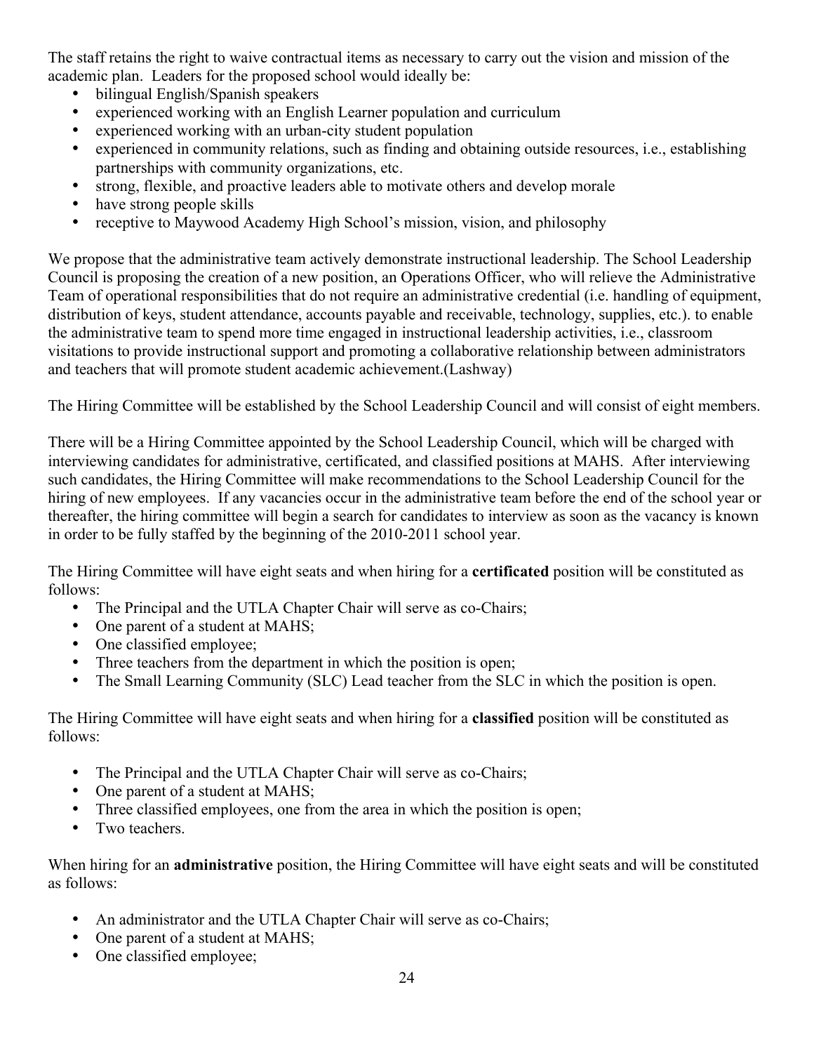The staff retains the right to waive contractual items as necessary to carry out the vision and mission of the academic plan. Leaders for the proposed school would ideally be:

- bilingual English/Spanish speakers
- experienced working with an English Learner population and curriculum
- experienced working with an urban-city student population
- experienced in community relations, such as finding and obtaining outside resources, i.e., establishing partnerships with community organizations, etc.
- strong, flexible, and proactive leaders able to motivate others and develop morale
- have strong people skills
- receptive to Maywood Academy High School's mission, vision, and philosophy

We propose that the administrative team actively demonstrate instructional leadership. The School Leadership Council is proposing the creation of a new position, an Operations Officer, who will relieve the Administrative Team of operational responsibilities that do not require an administrative credential (i.e. handling of equipment, distribution of keys, student attendance, accounts payable and receivable, technology, supplies, etc.). to enable the administrative team to spend more time engaged in instructional leadership activities, i.e., classroom visitations to provide instructional support and promoting a collaborative relationship between administrators and teachers that will promote student academic achievement.(Lashway)

The Hiring Committee will be established by the School Leadership Council and will consist of eight members.

There will be a Hiring Committee appointed by the School Leadership Council, which will be charged with interviewing candidates for administrative, certificated, and classified positions at MAHS. After interviewing such candidates, the Hiring Committee will make recommendations to the School Leadership Council for the hiring of new employees. If any vacancies occur in the administrative team before the end of the school year or thereafter, the hiring committee will begin a search for candidates to interview as soon as the vacancy is known in order to be fully staffed by the beginning of the 2010-2011 school year.

The Hiring Committee will have eight seats and when hiring for a **certificated** position will be constituted as follows:

- The Principal and the UTLA Chapter Chair will serve as co-Chairs;
- One parent of a student at MAHS;
- One classified employee;
- Three teachers from the department in which the position is open;
- The Small Learning Community (SLC) Lead teacher from the SLC in which the position is open.

The Hiring Committee will have eight seats and when hiring for a **classified** position will be constituted as follows:

- The Principal and the UTLA Chapter Chair will serve as co-Chairs;
- One parent of a student at MAHS;
- Three classified employees, one from the area in which the position is open;
- Two teachers.

When hiring for an **administrative** position, the Hiring Committee will have eight seats and will be constituted as follows:

- An administrator and the UTLA Chapter Chair will serve as co-Chairs;
- One parent of a student at MAHS;
- One classified employee;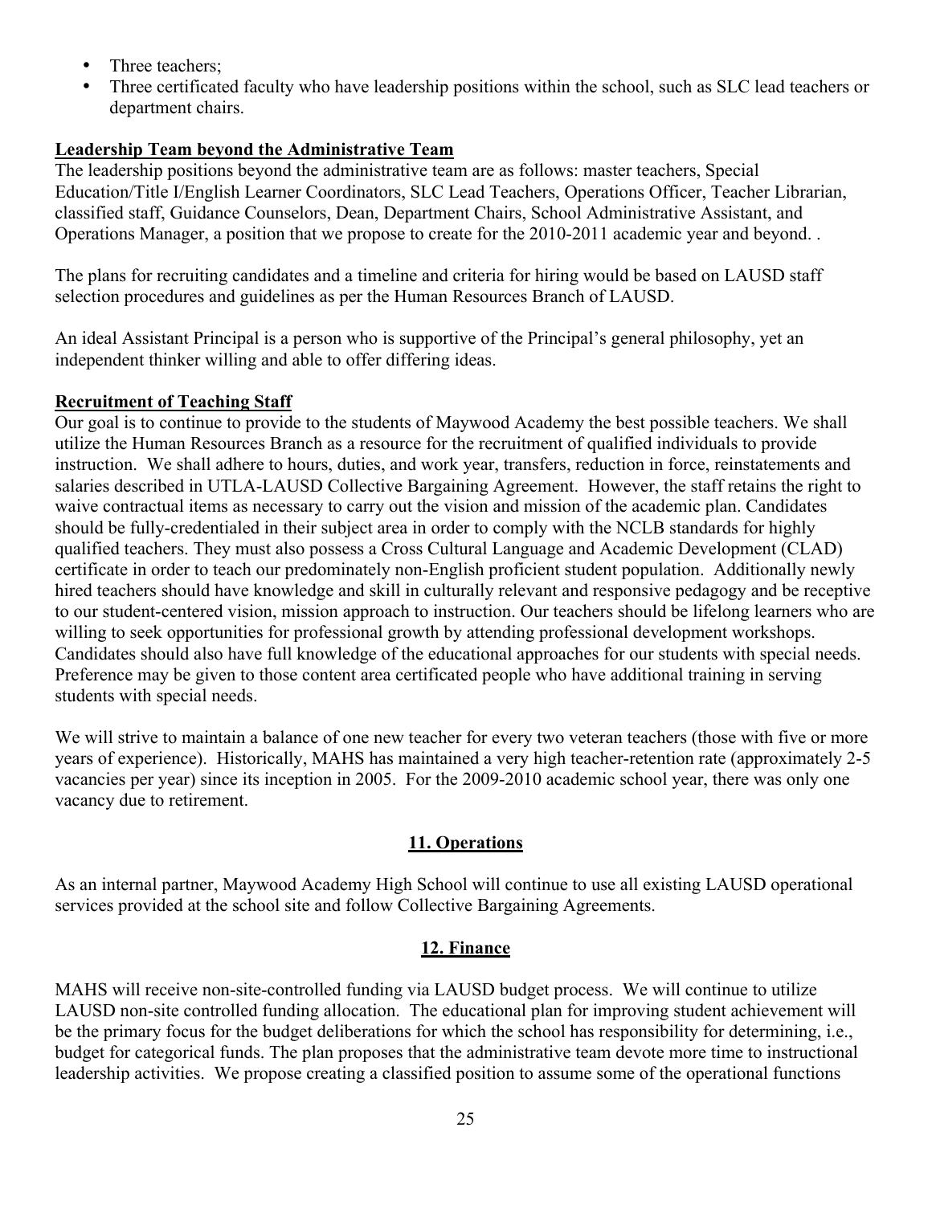- Three teachers;
- Three certificated faculty who have leadership positions within the school, such as SLC lead teachers or department chairs.

**Leadership Team beyond the Administrative Team**

The leadership positions beyond the administrative team are as follows: master teachers, Special Education/Title I/English Learner Coordinators, SLC Lead Teachers, Operations Officer, Teacher Librarian, classified staff, Guidance Counselors, Dean, Department Chairs, School Administrative Assistant, and Operations Manager, a position that we propose to create for the 2010-2011 academic year and beyond. .

The plans for recruiting candidates and a timeline and criteria for hiring would be based on LAUSD staff selection procedures and guidelines as per the Human Resources Branch of LAUSD.

An ideal Assistant Principal is a person who is supportive of the Principal's general philosophy, yet an independent thinker willing and able to offer differing ideas.

**Recruitment of Teaching Staff**

Our goal is to continue to provide to the students of Maywood Academy the best possible teachers. We shall utilize the Human Resources Branch as a resource for the recruitment of qualified individuals to provide instruction. We shall adhere to hours, duties, and work year, transfers, reduction in force, reinstatements and salaries described in UTLA-LAUSD Collective Bargaining Agreement. However, the staff retains the right to waive contractual items as necessary to carry out the vision and mission of the academic plan. Candidates should be fully-credentialed in their subject area in order to comply with the NCLB standards for highly qualified teachers. They must also possess a Cross Cultural Language and Academic Development (CLAD) certificate in order to teach our predominately non-English proficient student population. Additionally newly hired teachers should have knowledge and skill in culturally relevant and responsive pedagogy and be receptive to our student-centered vision, mission approach to instruction. Our teachers should be lifelong learners who are willing to seek opportunities for professional growth by attending professional development workshops. Candidates should also have full knowledge of the educational approaches for our students with special needs. Preference may be given to those content area certificated people who have additional training in serving students with special needs.

We will strive to maintain a balance of one new teacher for every two veteran teachers (those with five or more years of experience). Historically, MAHS has maintained a very high teacher-retention rate (approximately 2-5 vacancies per year) since its inception in 2005. For the 2009-2010 academic school year, there was only one vacancy due to retirement.

## 11. Operations

As an internal partner, Maywood Academy High School will continue to use all existing LAUSD operational services provided at the school site and follow Collective Bargaining Agreements.

## 12. Finance

MAHS will receive non-site-controlled funding via LAUSD budget process. We will continue to utilize LAUSD non-site controlled funding allocation. The educational plan for improving student achievement will be the primary focus for the budget deliberations for which the school has responsibility for determining, i.e., budget for categorical funds. The plan proposes that the administrative team devote more time to instructional leadership activities. We propose creating a classified position to assume some of the operational functions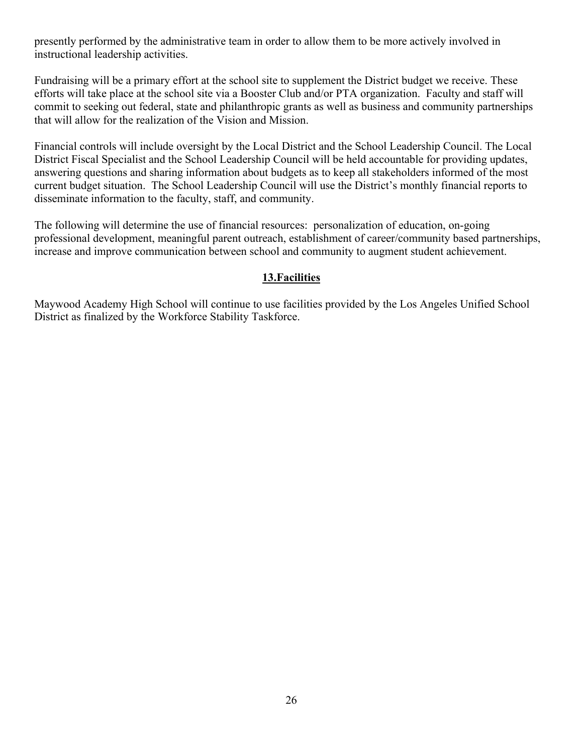presently performed by the administrative team in order to allow them to be more actively involved in instructional leadership activities.

Fundraising will be a primary effort at the school site to supplement the District budget we receive. These efforts will take place at the school site via a Booster Club and/or PTA organization. Faculty and staff will commit to seeking out federal, state and philanthropic grants as well as business and community partnerships that will allow for the realization of the Vision and Mission.

Financial controls will include oversight by the Local District and the School Leadership Council. The Local District Fiscal Specialist and the School Leadership Council will be held accountable for providing updates, answering questions and sharing information about budgets as to keep all stakeholders informed of the most current budget situation. The School Leadership Council will use the District's monthly financial reports to disseminate information to the faculty, staff, and community.

The following will determine the use of financial resources: personalization of education, on-going professional development, meaningful parent outreach, establishment of career/community based partnerships, increase and improve communication between school and community to augment student achievement.

## 13.Facilities

Maywood Academy High School will continue to use facilities provided by the Los Angeles Unified School District as finalized by the Workforce Stability Taskforce.